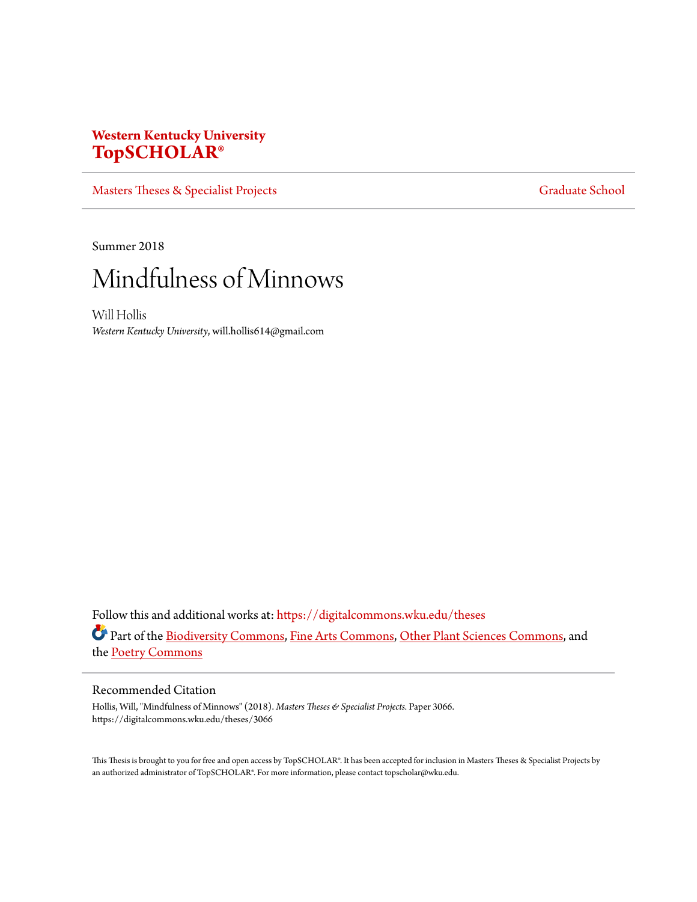**Western Kentucky University**
**TopSCHOLAR®**

Masters Theses & Specialist Projects | Graduate School

Summer 2018

# Mindfulness of Minnows

Will Hollis
*Western Kentucky University*, will.hollis614@gmail.com

Follow this and additional works at: https://digitalcommons.wku.edu/theses

Part of the Biodiversity Commons, Fine Arts Commons, Other Plant Sciences Commons, and the Poetry Commons

## Recommended Citation

Hollis, Will, "Mindfulness of Minnows" (2018). *Masters Theses & Specialist Projects.* Paper 3066.
https://digitalcommons.wku.edu/theses/3066

This Thesis is brought to you for free and open access by TopSCHOLAR®. It has been accepted for inclusion in Masters Theses & Specialist Projects by an authorized administrator of TopSCHOLAR®. For more information, please contact topscholar@wku.edu.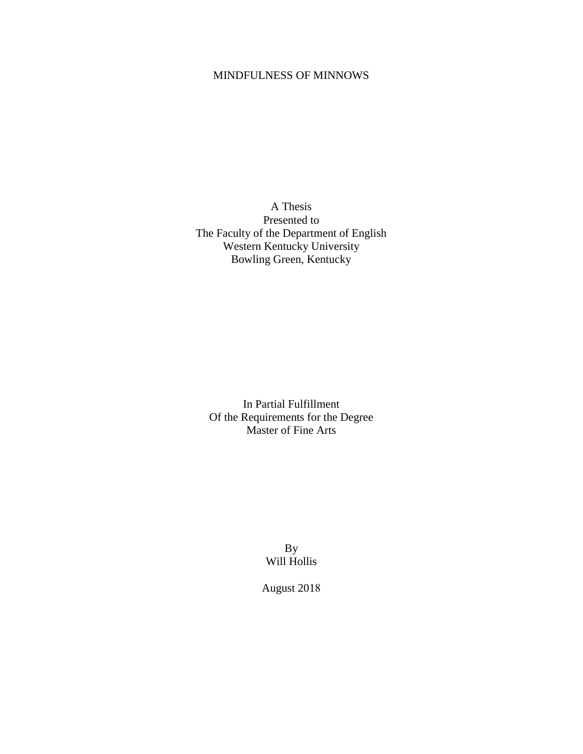# MINDFULNESS OF MINNOWS

A Thesis
Presented to
The Faculty of the Department of English
Western Kentucky University
Bowling Green, Kentucky

In Partial Fulfillment
Of the Requirements for the Degree
Master of Fine Arts

By
Will Hollis

August 2018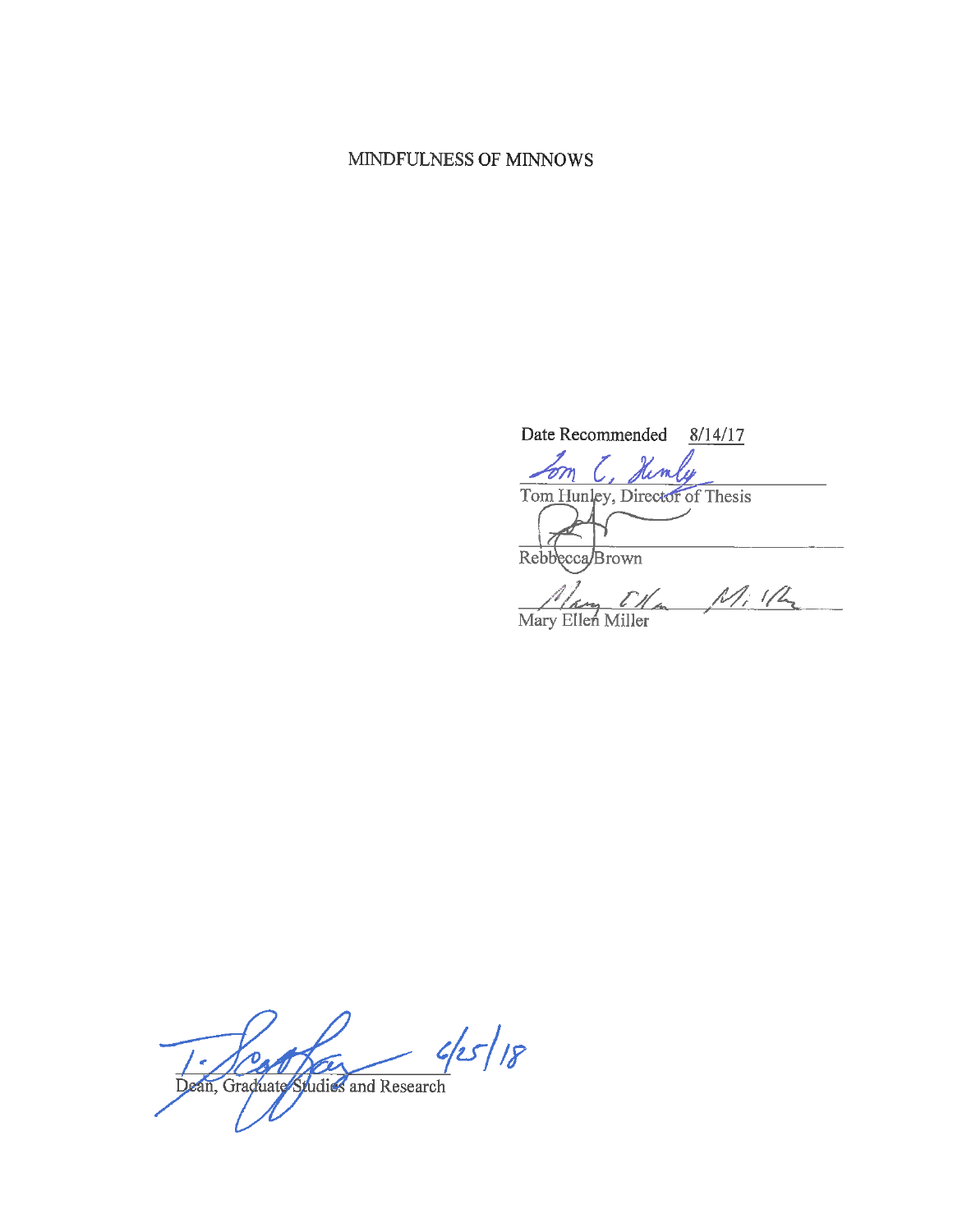MINDFULNESS OF MINNOWS

Date Recommended 8/14/17

Tom C. Hunley

Tom Hunley, Director of Thesis

Rebbecca Brown

Mary Ellen Miller

Mary Ellen Miller

6/25/18

Dean, Graduate Studies and Research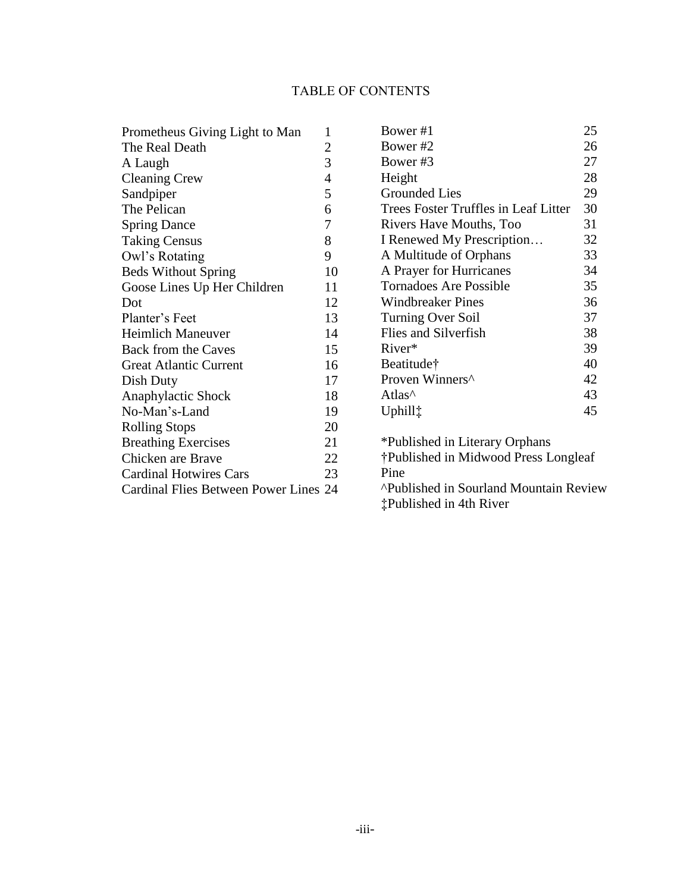# TABLE OF CONTENTS

| | |
|---|---|
| Prometheus Giving Light to Man | 1 |
| The Real Death | 2 |
| A Laugh | 3 |
| Cleaning Crew | 4 |
| Sandpiper | 5 |
| The Pelican | 6 |
| Spring Dance | 7 |
| Taking Census | 8 |
| Owl's Rotating | 9 |
| Beds Without Spring | 10 |
| Goose Lines Up Her Children | 11 |
| Dot | 12 |
| Planter's Feet | 13 |
| Heimlich Maneuver | 14 |
| Back from the Caves | 15 |
| Great Atlantic Current | 16 |
| Dish Duty | 17 |
| Anaphylactic Shock | 18 |
| No-Man's-Land | 19 |
| Rolling Stops | 20 |
| Breathing Exercises | 21 |
| Chicken are Brave | 22 |
| Cardinal Hotwires Cars | 23 |
| Cardinal Flies Between Power Lines | 24 |
| Bower #1 | 25 |
| Bower #2 | 26 |
| Bower #3 | 27 |
| Height | 28 |
| Grounded Lies | 29 |
| Trees Foster Truffles in Leaf Litter | 30 |
| Rivers Have Mouths, Too | 31 |
| I Renewed My Prescription… | 32 |
| A Multitude of Orphans | 33 |
| A Prayer for Hurricanes | 34 |
| Tornadoes Are Possible | 35 |
| Windbreaker Pines | 36 |
| Turning Over Soil | 37 |
| Flies and Silverfish | 38 |
| River* | 39 |
| Beatitude† | 40 |
| Proven Winners^ | 42 |
| Atlas^ | 43 |
| Uphill‡ | 45 |

*Published in Literary Orphans
†Published in Midwood Press Longleaf Pine
^Published in Sourland Mountain Review
‡Published in 4th River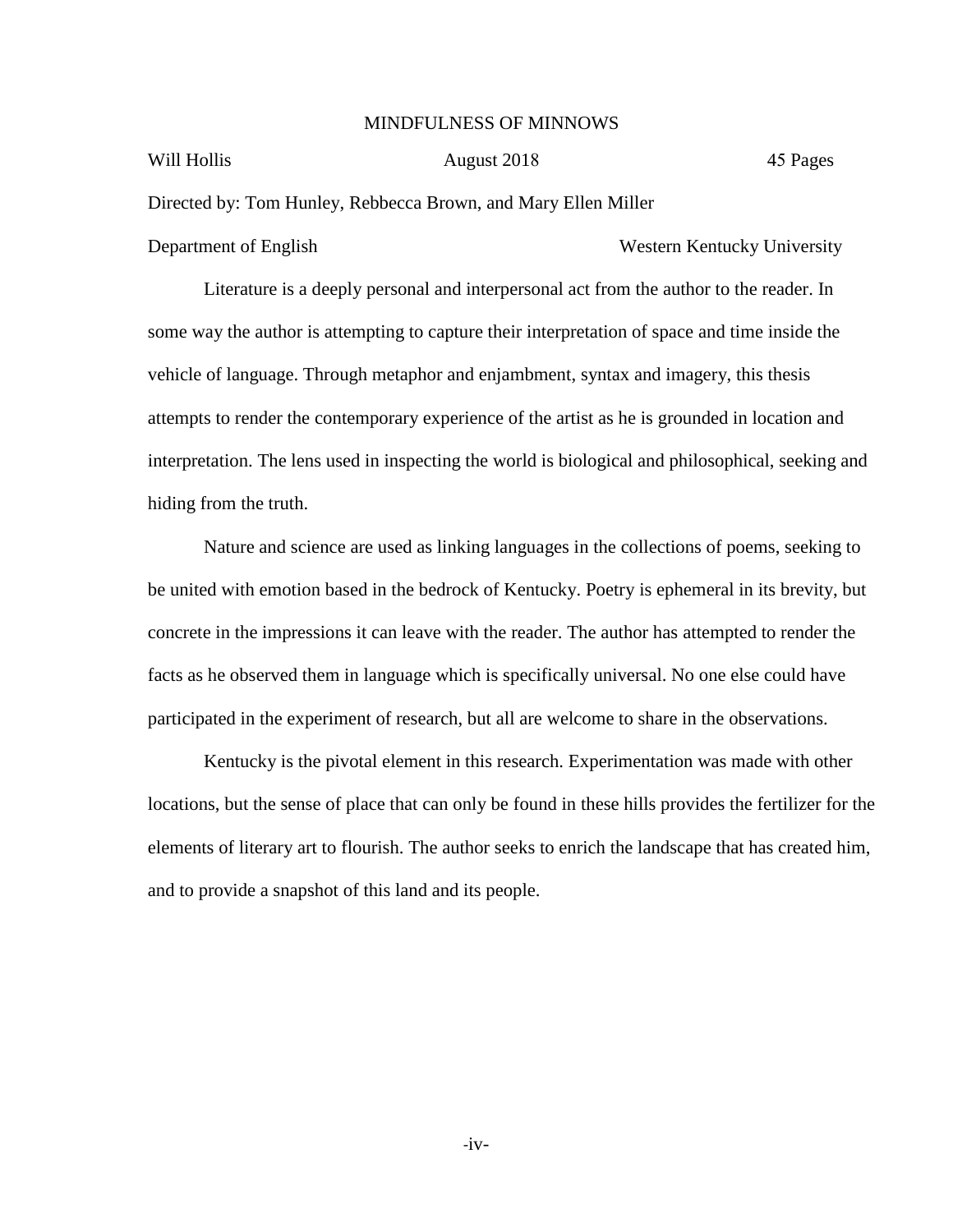MINDFULNESS OF MINNOWS

Will Hollis　　　　　　　　August 2018　　　　　　　　45 Pages

Directed by: Tom Hunley, Rebbecca Brown, and Mary Ellen Miller

Department of English　　　　　　　　　　　　Western Kentucky University

Literature is a deeply personal and interpersonal act from the author to the reader. In some way the author is attempting to capture their interpretation of space and time inside the vehicle of language. Through metaphor and enjambment, syntax and imagery, this thesis attempts to render the contemporary experience of the artist as he is grounded in location and interpretation. The lens used in inspecting the world is biological and philosophical, seeking and hiding from the truth.

Nature and science are used as linking languages in the collections of poems, seeking to be united with emotion based in the bedrock of Kentucky. Poetry is ephemeral in its brevity, but concrete in the impressions it can leave with the reader. The author has attempted to render the facts as he observed them in language which is specifically universal. No one else could have participated in the experiment of research, but all are welcome to share in the observations.

Kentucky is the pivotal element in this research. Experimentation was made with other locations, but the sense of place that can only be found in these hills provides the fertilizer for the elements of literary art to flourish. The author seeks to enrich the landscape that has created him, and to provide a snapshot of this land and its people.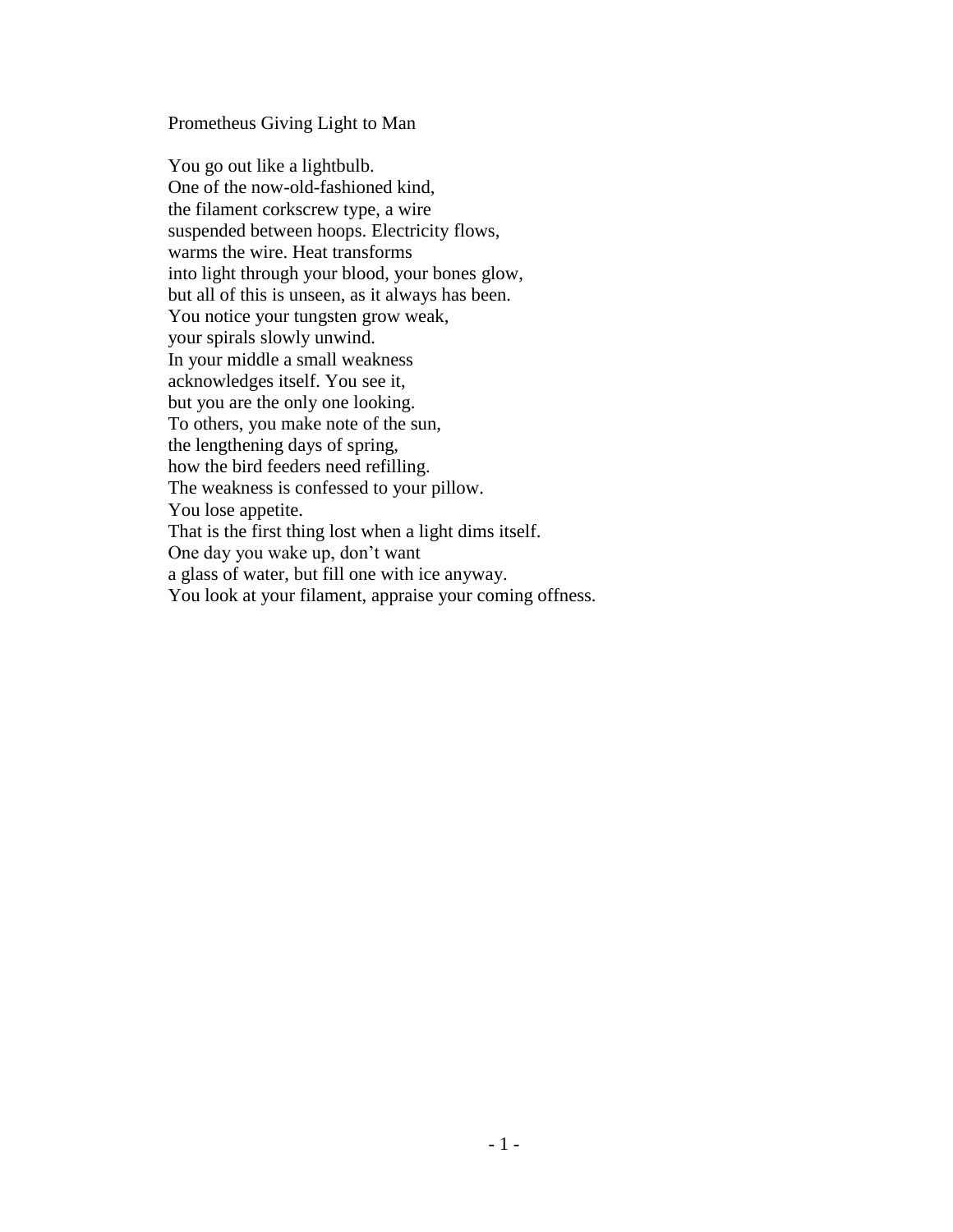## Prometheus Giving Light to Man

You go out like a lightbulb.  
One of the now-old-fashioned kind,  
the filament corkscrew type, a wire  
suspended between hoops. Electricity flows,  
warms the wire. Heat transforms  
into light through your blood, your bones glow,  
but all of this is unseen, as it always has been.  
You notice your tungsten grow weak,  
your spirals slowly unwind.  
In your middle a small weakness  
acknowledges itself. You see it,  
but you are the only one looking.  
To others, you make note of the sun,  
the lengthening days of spring,  
how the bird feeders need refilling.  
The weakness is confessed to your pillow.  
You lose appetite.  
That is the first thing lost when a light dims itself.  
One day you wake up, don't want  
a glass of water, but fill one with ice anyway.  
You look at your filament, appraise your coming offness.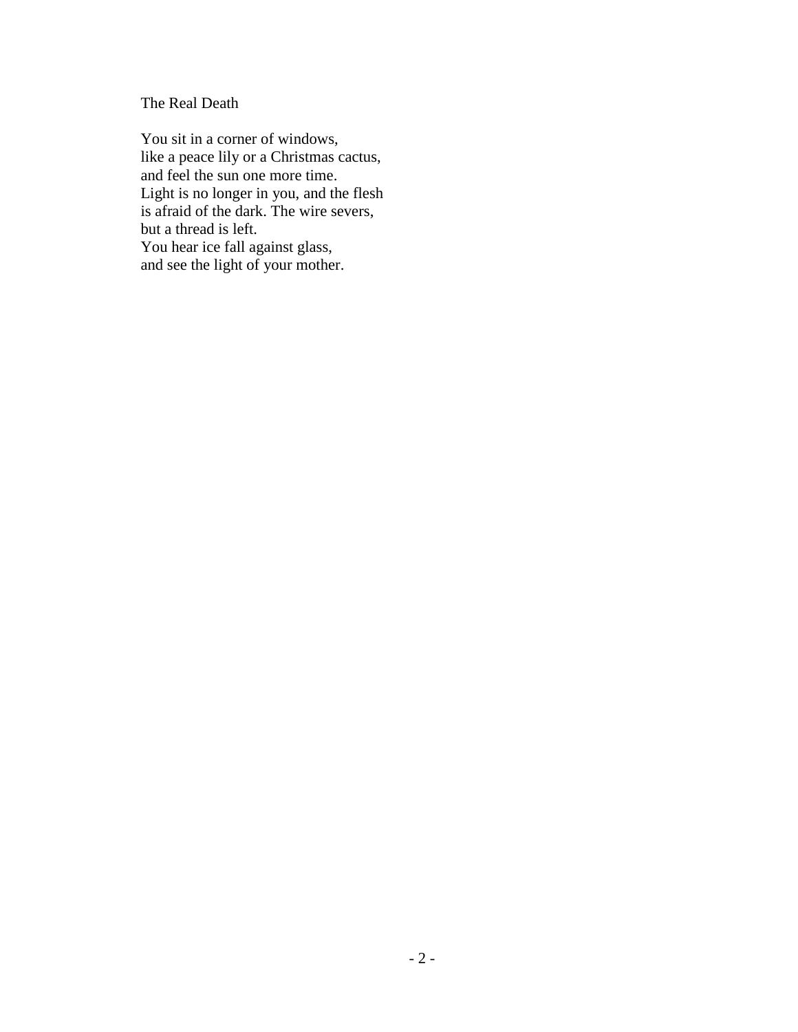## The Real Death

You sit in a corner of windows,  
like a peace lily or a Christmas cactus,  
and feel the sun one more time.  
Light is no longer in you, and the flesh  
is afraid of the dark. The wire severs,  
but a thread is left.  
You hear ice fall against glass,  
and see the light of your mother.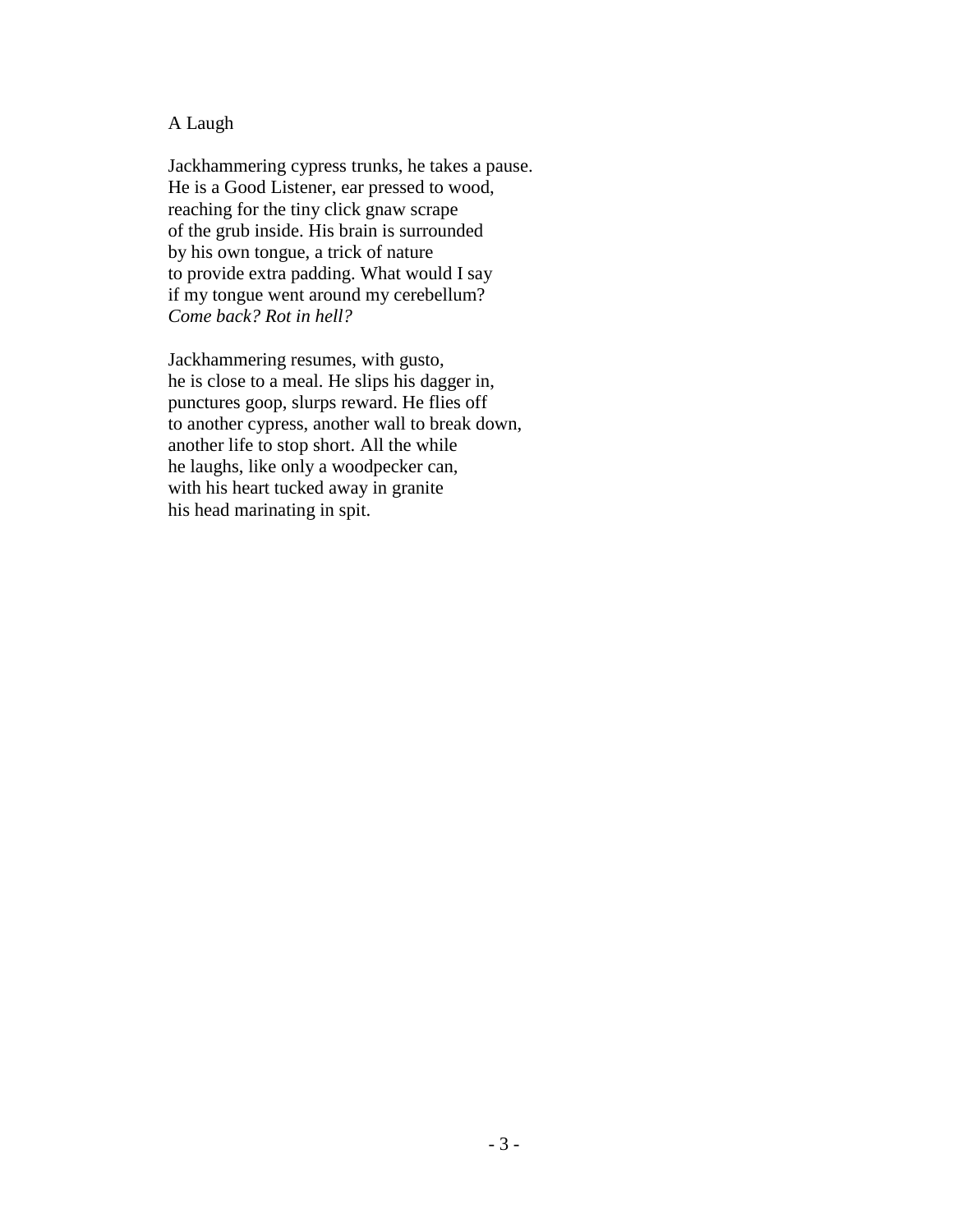# A Laugh

Jackhammering cypress trunks, he takes a pause.  
He is a Good Listener, ear pressed to wood,  
reaching for the tiny click gnaw scrape  
of the grub inside. His brain is surrounded  
by his own tongue, a trick of nature  
to provide extra padding. What would I say  
if my tongue went around my cerebellum?  
*Come back? Rot in hell?*

Jackhammering resumes, with gusto,  
he is close to a meal. He slips his dagger in,  
punctures goop, slurps reward. He flies off  
to another cypress, another wall to break down,  
another life to stop short. All the while  
he laughs, like only a woodpecker can,  
with his heart tucked away in granite  
his head marinating in spit.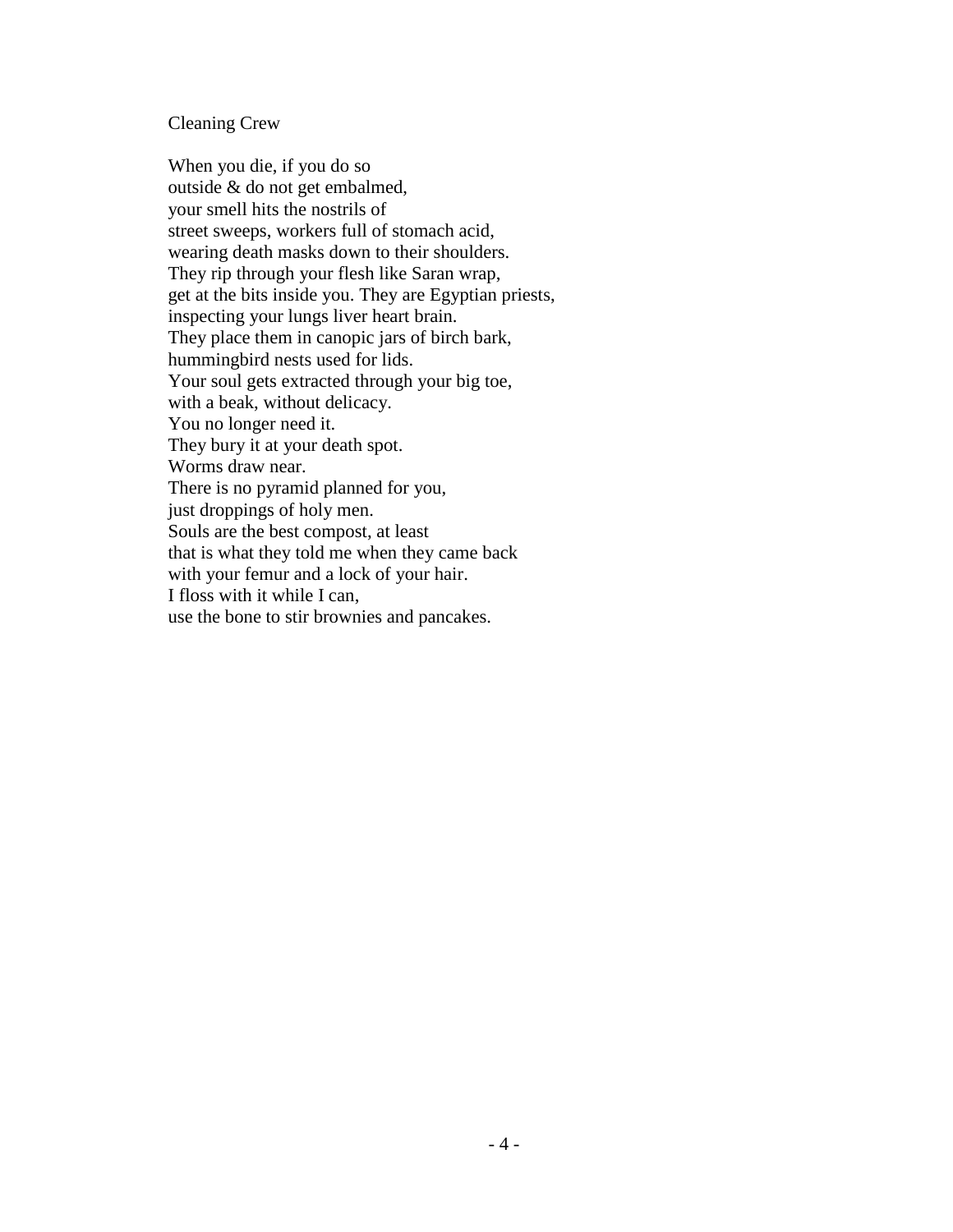# Cleaning Crew

When you die, if you do so  
outside & do not get embalmed,  
your smell hits the nostrils of  
street sweeps, workers full of stomach acid,  
wearing death masks down to their shoulders.  
They rip through your flesh like Saran wrap,  
get at the bits inside you. They are Egyptian priests,  
inspecting your lungs liver heart brain.  
They place them in canopic jars of birch bark,  
hummingbird nests used for lids.  
Your soul gets extracted through your big toe,  
with a beak, without delicacy.  
You no longer need it.  
They bury it at your death spot.  
Worms draw near.  
There is no pyramid planned for you,  
just droppings of holy men.  
Souls are the best compost, at least  
that is what they told me when they came back  
with your femur and a lock of your hair.  
I floss with it while I can,  
use the bone to stir brownies and pancakes.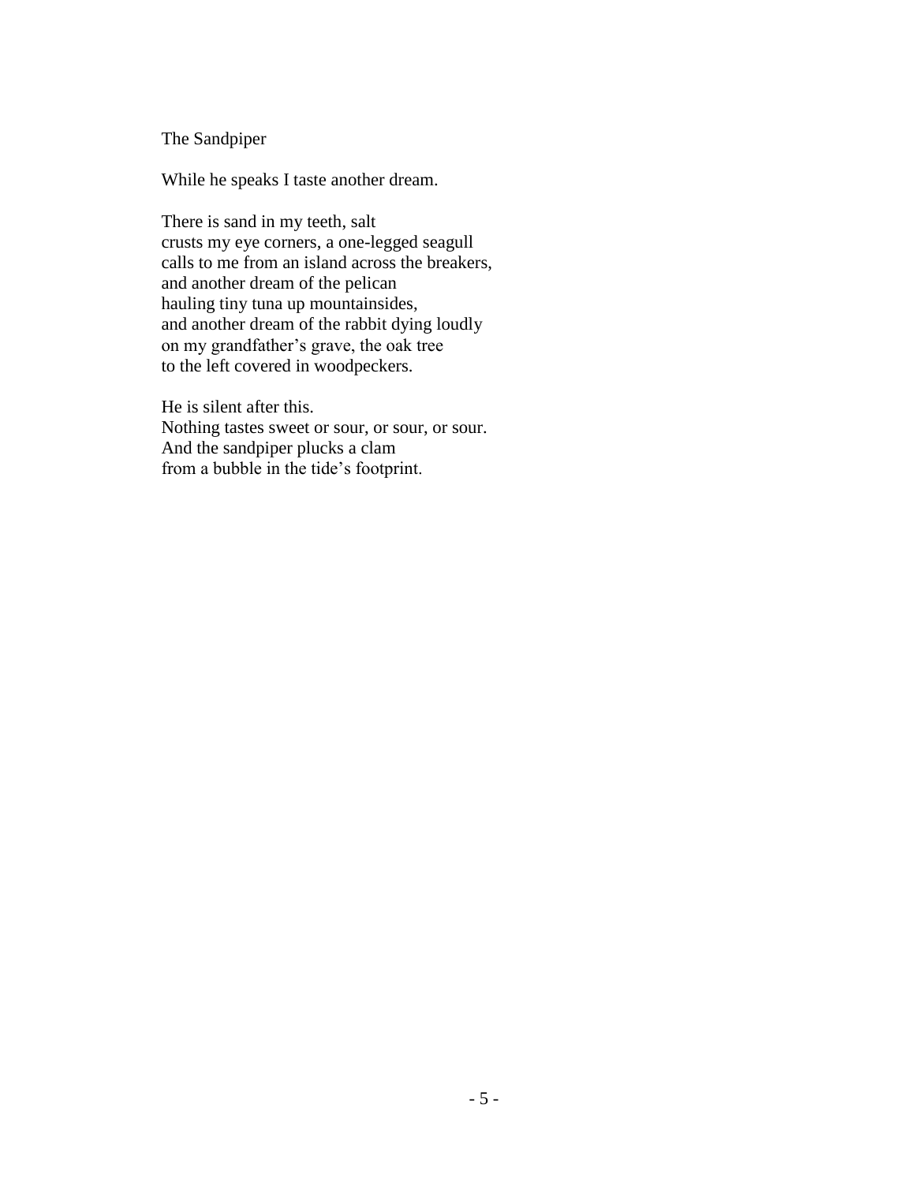## The Sandpiper

While he speaks I taste another dream.

There is sand in my teeth, salt  
crusts my eye corners, a one-legged seagull  
calls to me from an island across the breakers,  
and another dream of the pelican  
hauling tiny tuna up mountainsides,  
and another dream of the rabbit dying loudly  
on my grandfather's grave, the oak tree  
to the left covered in woodpeckers.

He is silent after this.  
Nothing tastes sweet or sour, or sour, or sour.  
And the sandpiper plucks a clam  
from a bubble in the tide's footprint.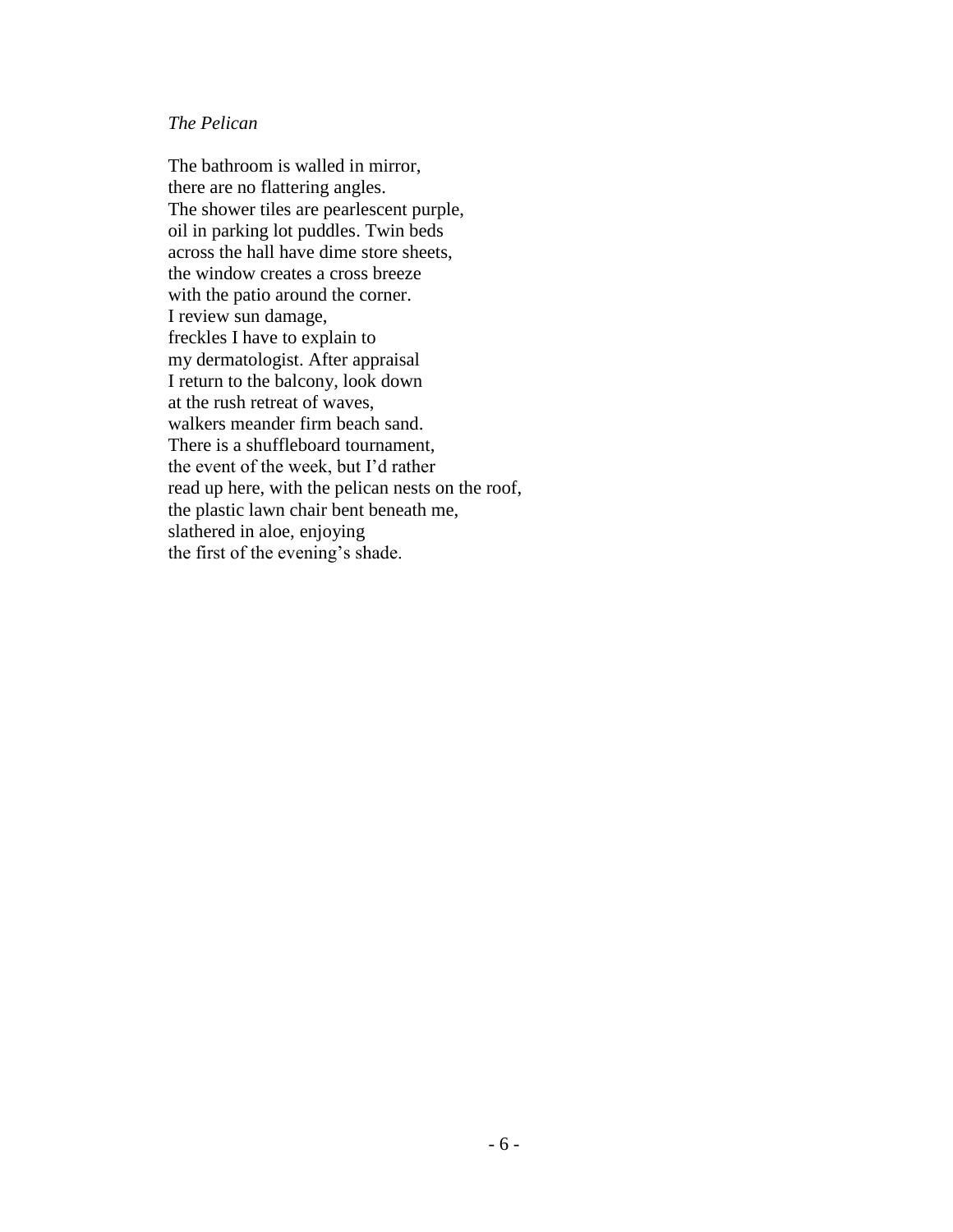*The Pelican*

The bathroom is walled in mirror,  
there are no flattering angles.  
The shower tiles are pearlescent purple,  
oil in parking lot puddles. Twin beds  
across the hall have dime store sheets,  
the window creates a cross breeze  
with the patio around the corner.  
I review sun damage,  
freckles I have to explain to  
my dermatologist. After appraisal  
I return to the balcony, look down  
at the rush retreat of waves,  
walkers meander firm beach sand.  
There is a shuffleboard tournament,  
the event of the week, but I'd rather  
read up here, with the pelican nests on the roof,  
the plastic lawn chair bent beneath me,  
slathered in aloe, enjoying  
the first of the evening's shade.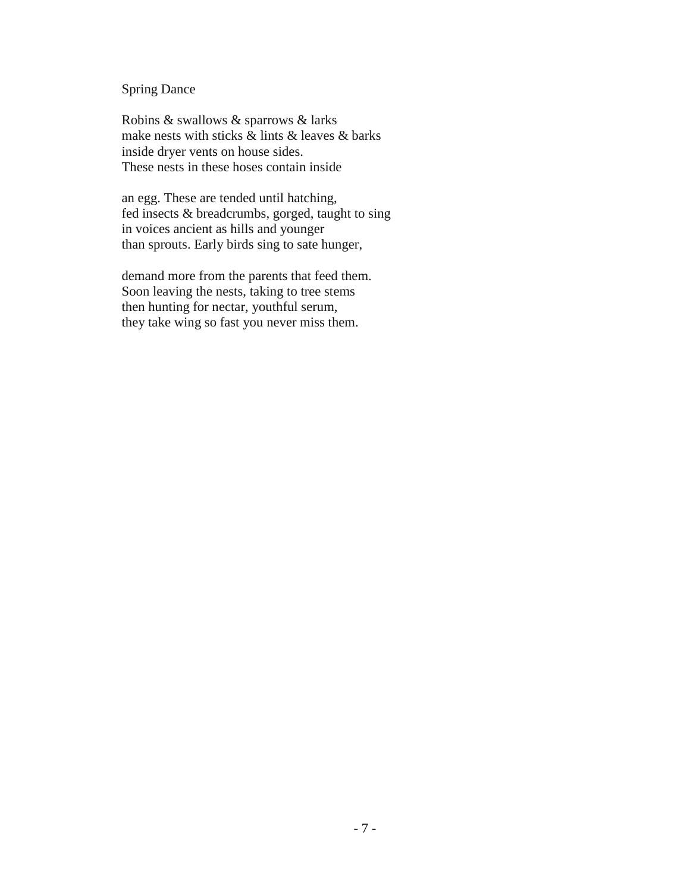## Spring Dance

Robins & swallows & sparrows & larks  
make nests with sticks & lints & leaves & barks  
inside dryer vents on house sides.  
These nests in these hoses contain inside

an egg. These are tended until hatching,  
fed insects & breadcrumbs, gorged, taught to sing  
in voices ancient as hills and younger  
than sprouts. Early birds sing to sate hunger,

demand more from the parents that feed them.  
Soon leaving the nests, taking to tree stems  
then hunting for nectar, youthful serum,  
they take wing so fast you never miss them.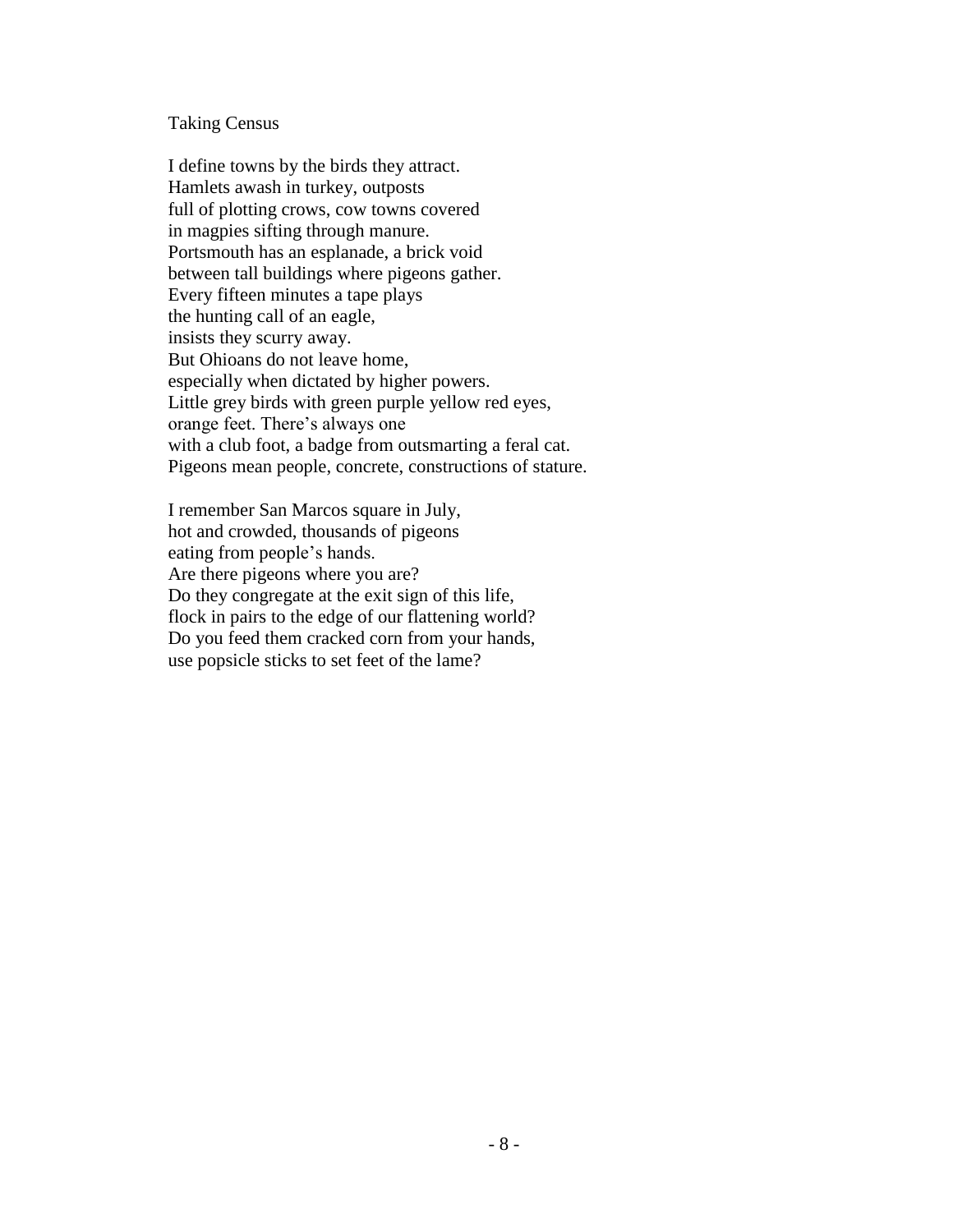# Taking Census

I define towns by the birds they attract.
Hamlets awash in turkey, outposts
full of plotting crows, cow towns covered
in magpies sifting through manure.
Portsmouth has an esplanade, a brick void
between tall buildings where pigeons gather.
Every fifteen minutes a tape plays
the hunting call of an eagle,
insists they scurry away.
But Ohioans do not leave home,
especially when dictated by higher powers.
Little grey birds with green purple yellow red eyes,
orange feet. There's always one
with a club foot, a badge from outsmarting a feral cat.
Pigeons mean people, concrete, constructions of stature.

I remember San Marcos square in July,
hot and crowded, thousands of pigeons
eating from people's hands.
Are there pigeons where you are?
Do they congregate at the exit sign of this life,
flock in pairs to the edge of our flattening world?
Do you feed them cracked corn from your hands,
use popsicle sticks to set feet of the lame?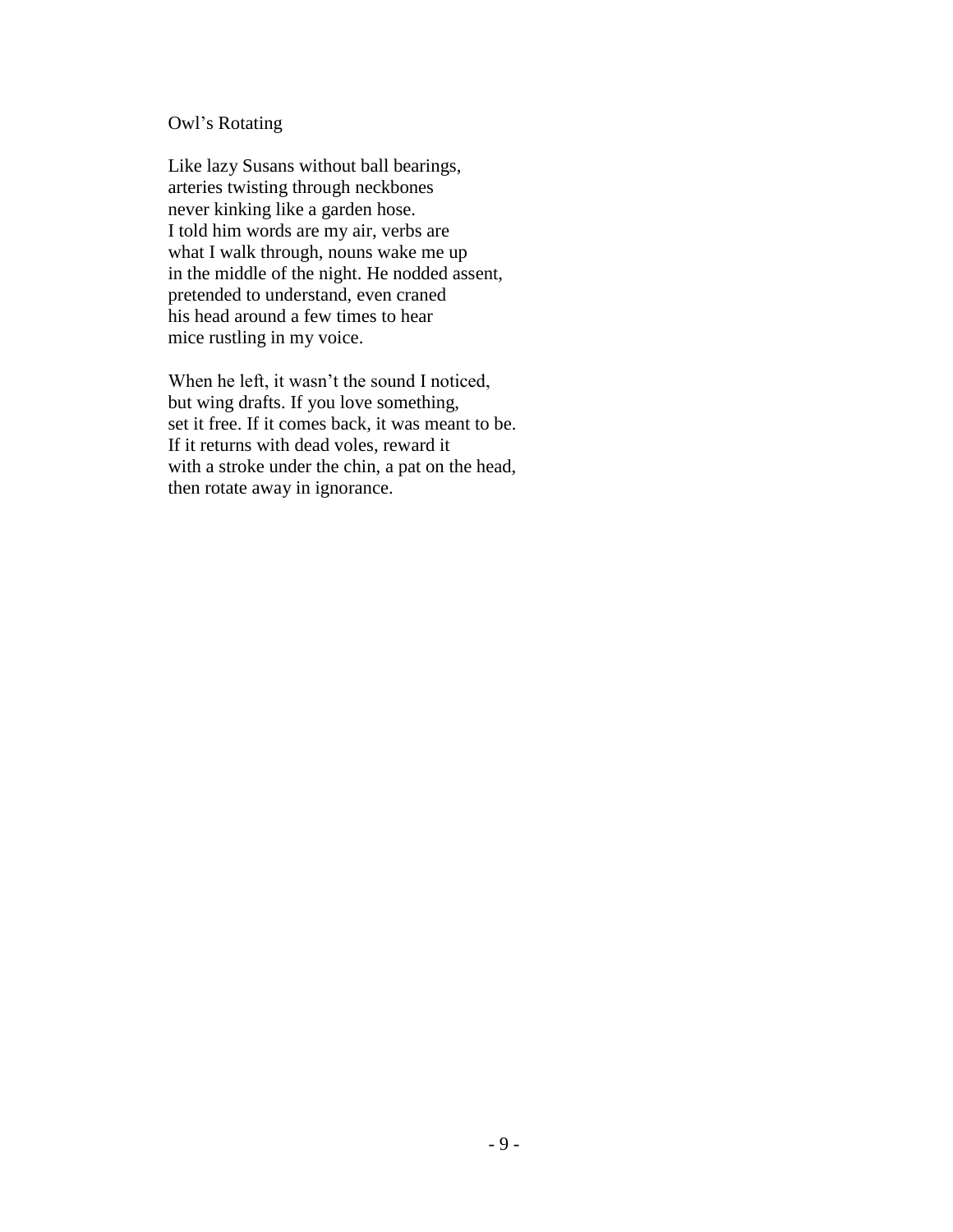## Owl's Rotating

Like lazy Susans without ball bearings,  
arteries twisting through neckbones  
never kinking like a garden hose.  
I told him words are my air, verbs are  
what I walk through, nouns wake me up  
in the middle of the night. He nodded assent,  
pretended to understand, even craned  
his head around a few times to hear  
mice rustling in my voice.

When he left, it wasn't the sound I noticed,  
but wing drafts. If you love something,  
set it free. If it comes back, it was meant to be.  
If it returns with dead voles, reward it  
with a stroke under the chin, a pat on the head,  
then rotate away in ignorance.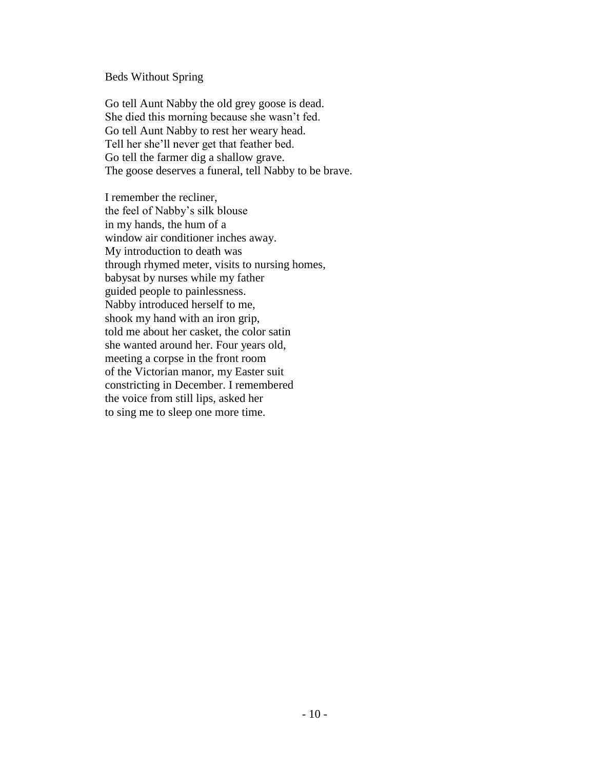## Beds Without Spring

Go tell Aunt Nabby the old grey goose is dead.  
She died this morning because she wasn't fed.  
Go tell Aunt Nabby to rest her weary head.  
Tell her she'll never get that feather bed.  
Go tell the farmer dig a shallow grave.  
The goose deserves a funeral, tell Nabby to be brave.

I remember the recliner,  
the feel of Nabby's silk blouse  
in my hands, the hum of a  
window air conditioner inches away.  
My introduction to death was  
through rhymed meter, visits to nursing homes,  
babysat by nurses while my father  
guided people to painlessness.  
Nabby introduced herself to me,  
shook my hand with an iron grip,  
told me about her casket, the color satin  
she wanted around her. Four years old,  
meeting a corpse in the front room  
of the Victorian manor, my Easter suit  
constricting in December. I remembered  
the voice from still lips, asked her  
to sing me to sleep one more time.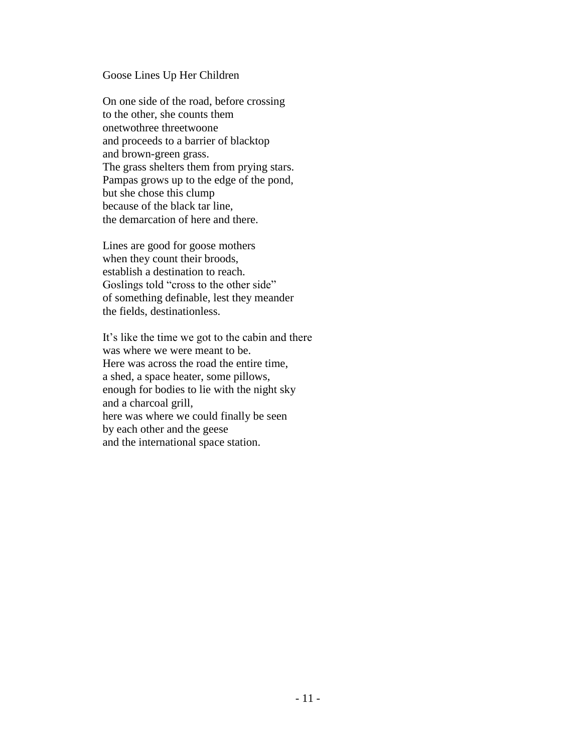## Goose Lines Up Her Children

On one side of the road, before crossing  
to the other, she counts them  
onetwothree threetwoone  
and proceeds to a barrier of blacktop  
and brown-green grass.  
The grass shelters them from prying stars.  
Pampas grows up to the edge of the pond,  
but she chose this clump  
because of the black tar line,  
the demarcation of here and there.

Lines are good for goose mothers  
when they count their broods,  
establish a destination to reach.  
Goslings told "cross to the other side"  
of something definable, lest they meander  
the fields, destinationless.

It's like the time we got to the cabin and there  
was where we were meant to be.  
Here was across the road the entire time,  
a shed, a space heater, some pillows,  
enough for bodies to lie with the night sky  
and a charcoal grill,  
here was where we could finally be seen  
by each other and the geese  
and the international space station.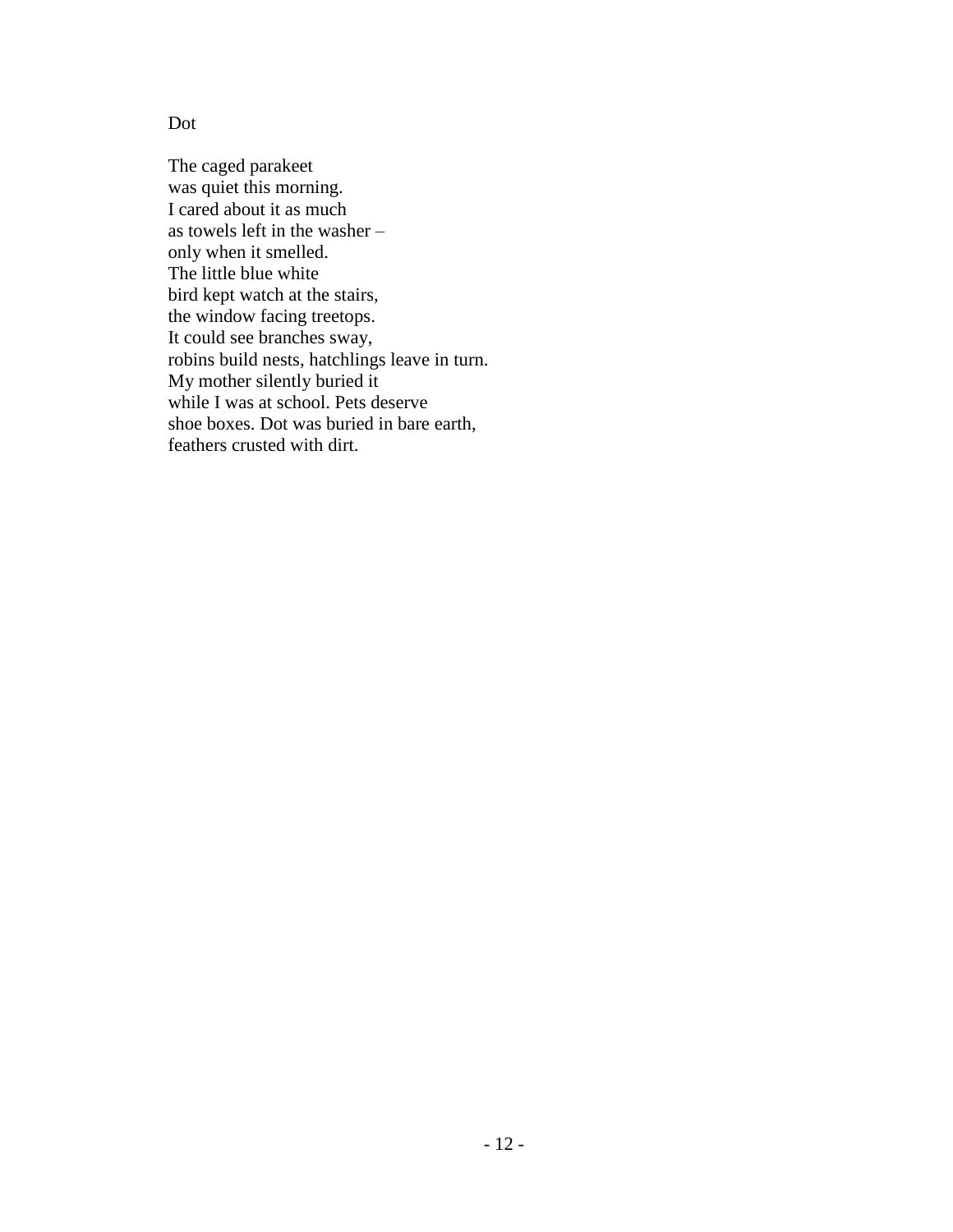Dot

The caged parakeet  
was quiet this morning.  
I cared about it as much  
as towels left in the washer –  
only when it smelled.  
The little blue white  
bird kept watch at the stairs,  
the window facing treetops.  
It could see branches sway,  
robins build nests, hatchlings leave in turn.  
My mother silently buried it  
while I was at school. Pets deserve  
shoe boxes. Dot was buried in bare earth,  
feathers crusted with dirt.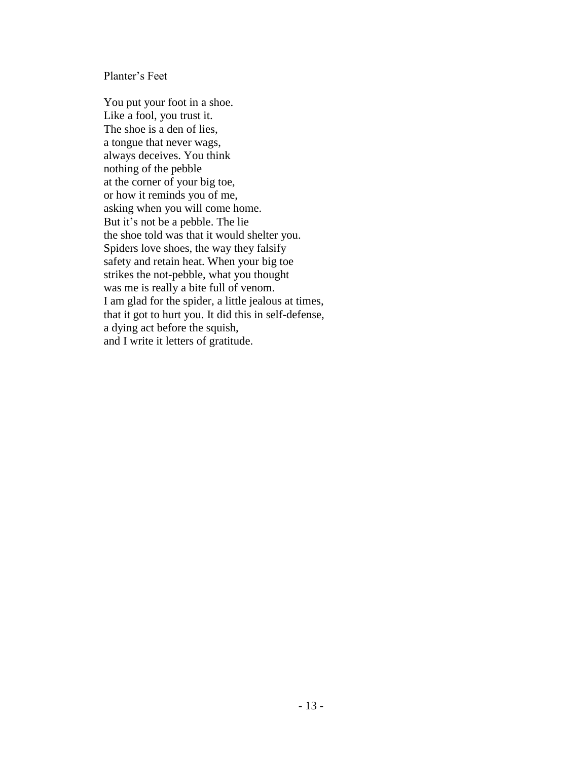Planter's Feet

You put your foot in a shoe.  
Like a fool, you trust it.  
The shoe is a den of lies,  
a tongue that never wags,  
always deceives. You think  
nothing of the pebble  
at the corner of your big toe,  
or how it reminds you of me,  
asking when you will come home.  
But it's not be a pebble. The lie  
the shoe told was that it would shelter you.  
Spiders love shoes, the way they falsify  
safety and retain heat. When your big toe  
strikes the not-pebble, what you thought  
was me is really a bite full of venom.  
I am glad for the spider, a little jealous at times,  
that it got to hurt you. It did this in self-defense,  
a dying act before the squish,  
and I write it letters of gratitude.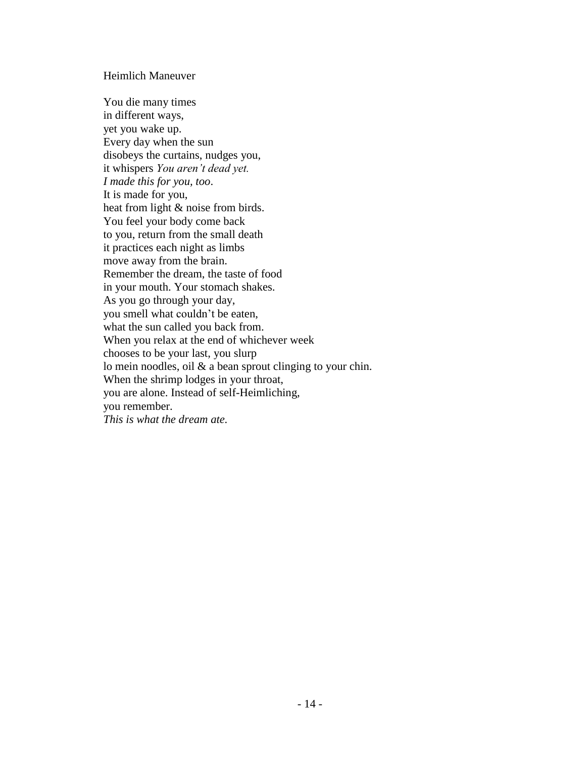# Heimlich Maneuver

You die many times  
in different ways,  
yet you wake up.  
Every day when the sun  
disobeys the curtains, nudges you,  
it whispers *You aren't dead yet.*  
*I made this for you, too*.  
It is made for you,  
heat from light & noise from birds.  
You feel your body come back  
to you, return from the small death  
it practices each night as limbs  
move away from the brain.  
Remember the dream, the taste of food  
in your mouth. Your stomach shakes.  
As you go through your day,  
you smell what couldn't be eaten,  
what the sun called you back from.  
When you relax at the end of whichever week  
chooses to be your last, you slurp  
lo mein noodles, oil & a bean sprout clinging to your chin.  
When the shrimp lodges in your throat,  
you are alone. Instead of self-Heimliching,  
you remember.  
*This is what the dream ate.*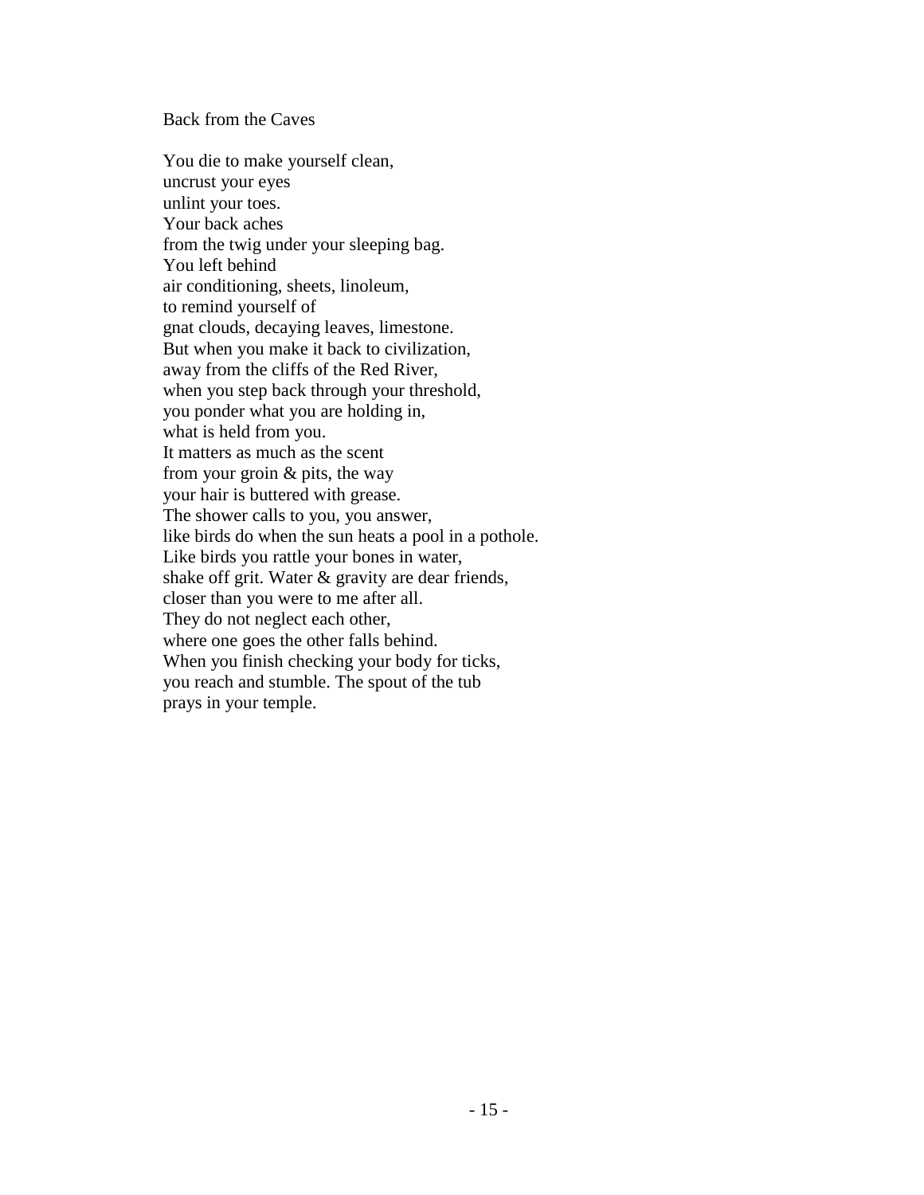## Back from the Caves

You die to make yourself clean,  
uncrust your eyes  
unlint your toes.  
Your back aches  
from the twig under your sleeping bag.  
You left behind  
air conditioning, sheets, linoleum,  
to remind yourself of  
gnat clouds, decaying leaves, limestone.  
But when you make it back to civilization,  
away from the cliffs of the Red River,  
when you step back through your threshold,  
you ponder what you are holding in,  
what is held from you.  
It matters as much as the scent  
from your groin & pits, the way  
your hair is buttered with grease.  
The shower calls to you, you answer,  
like birds do when the sun heats a pool in a pothole.  
Like birds you rattle your bones in water,  
shake off grit. Water & gravity are dear friends,  
closer than you were to me after all.  
They do not neglect each other,  
where one goes the other falls behind.  
When you finish checking your body for ticks,  
you reach and stumble. The spout of the tub  
prays in your temple.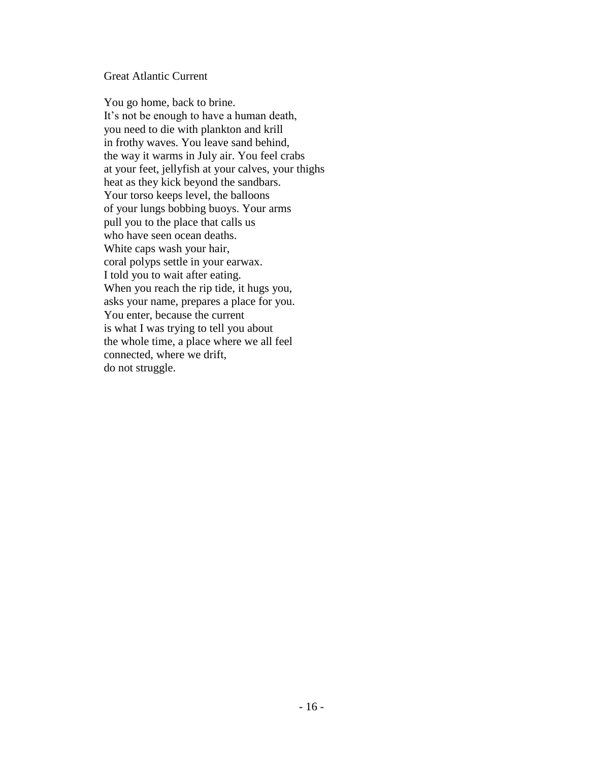# Great Atlantic Current

You go home, back to brine.
It's not be enough to have a human death,
you need to die with plankton and krill
in frothy waves. You leave sand behind,
the way it warms in July air. You feel crabs
at your feet, jellyfish at your calves, your thighs
heat as they kick beyond the sandbars.
Your torso keeps level, the balloons
of your lungs bobbing buoys. Your arms
pull you to the place that calls us
who have seen ocean deaths.
White caps wash your hair,
coral polyps settle in your earwax.
I told you to wait after eating.
When you reach the rip tide, it hugs you,
asks your name, prepares a place for you.
You enter, because the current
is what I was trying to tell you about
the whole time, a place where we all feel
connected, where we drift,
do not struggle.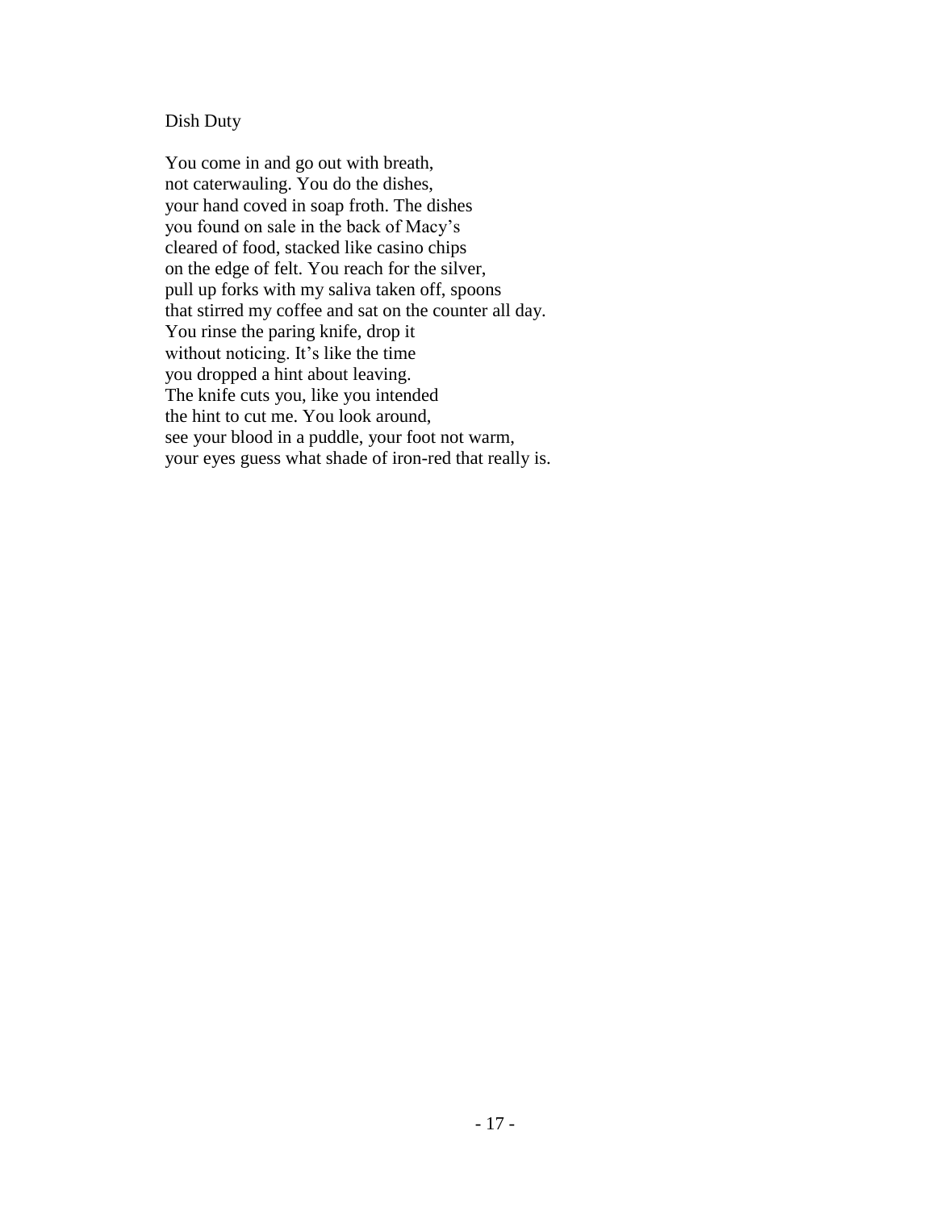# Dish Duty

You come in and go out with breath,  
not caterwauling. You do the dishes,  
your hand coved in soap froth. The dishes  
you found on sale in the back of Macy's  
cleared of food, stacked like casino chips  
on the edge of felt. You reach for the silver,  
pull up forks with my saliva taken off, spoons  
that stirred my coffee and sat on the counter all day.  
You rinse the paring knife, drop it  
without noticing. It's like the time  
you dropped a hint about leaving.  
The knife cuts you, like you intended  
the hint to cut me. You look around,  
see your blood in a puddle, your foot not warm,  
your eyes guess what shade of iron-red that really is.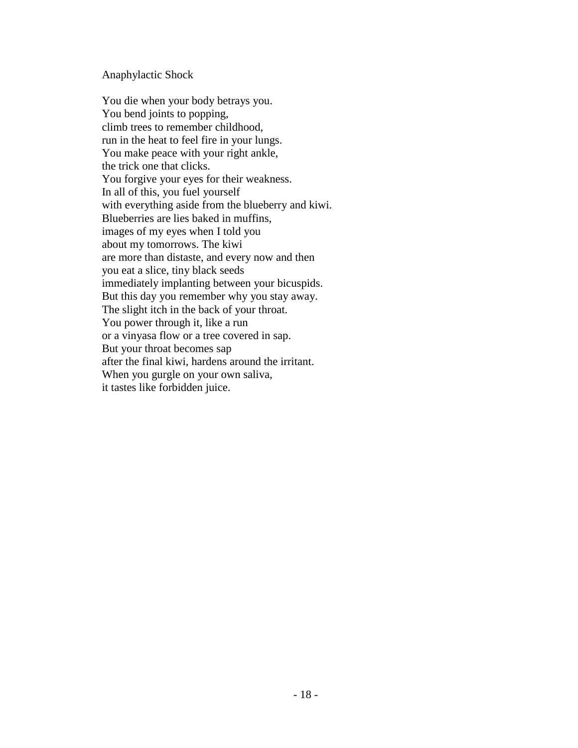## Anaphylactic Shock

You die when your body betrays you.  
You bend joints to popping,  
climb trees to remember childhood,  
run in the heat to feel fire in your lungs.  
You make peace with your right ankle,  
the trick one that clicks.  
You forgive your eyes for their weakness.  
In all of this, you fuel yourself  
with everything aside from the blueberry and kiwi.  
Blueberries are lies baked in muffins,  
images of my eyes when I told you  
about my tomorrows. The kiwi  
are more than distaste, and every now and then  
you eat a slice, tiny black seeds  
immediately implanting between your bicuspids.  
But this day you remember why you stay away.  
The slight itch in the back of your throat.  
You power through it, like a run  
or a vinyasa flow or a tree covered in sap.  
But your throat becomes sap  
after the final kiwi, hardens around the irritant.  
When you gurgle on your own saliva,  
it tastes like forbidden juice.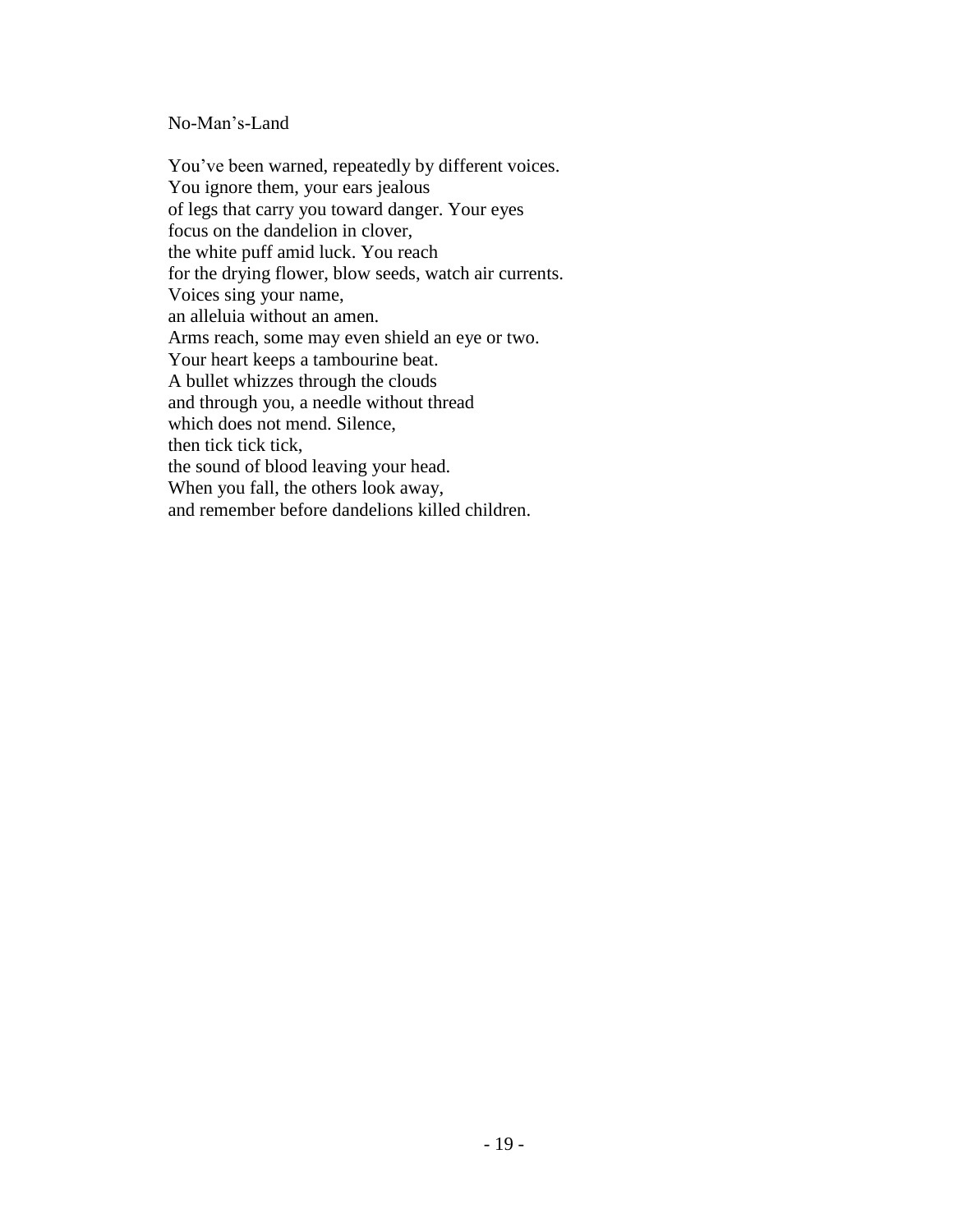## No-Man's-Land

You've been warned, repeatedly by different voices.  
You ignore them, your ears jealous  
of legs that carry you toward danger. Your eyes  
focus on the dandelion in clover,  
the white puff amid luck. You reach  
for the drying flower, blow seeds, watch air currents.  
Voices sing your name,  
an alleluia without an amen.  
Arms reach, some may even shield an eye or two.  
Your heart keeps a tambourine beat.  
A bullet whizzes through the clouds  
and through you, a needle without thread  
which does not mend. Silence,  
then tick tick tick,  
the sound of blood leaving your head.  
When you fall, the others look away,  
and remember before dandelions killed children.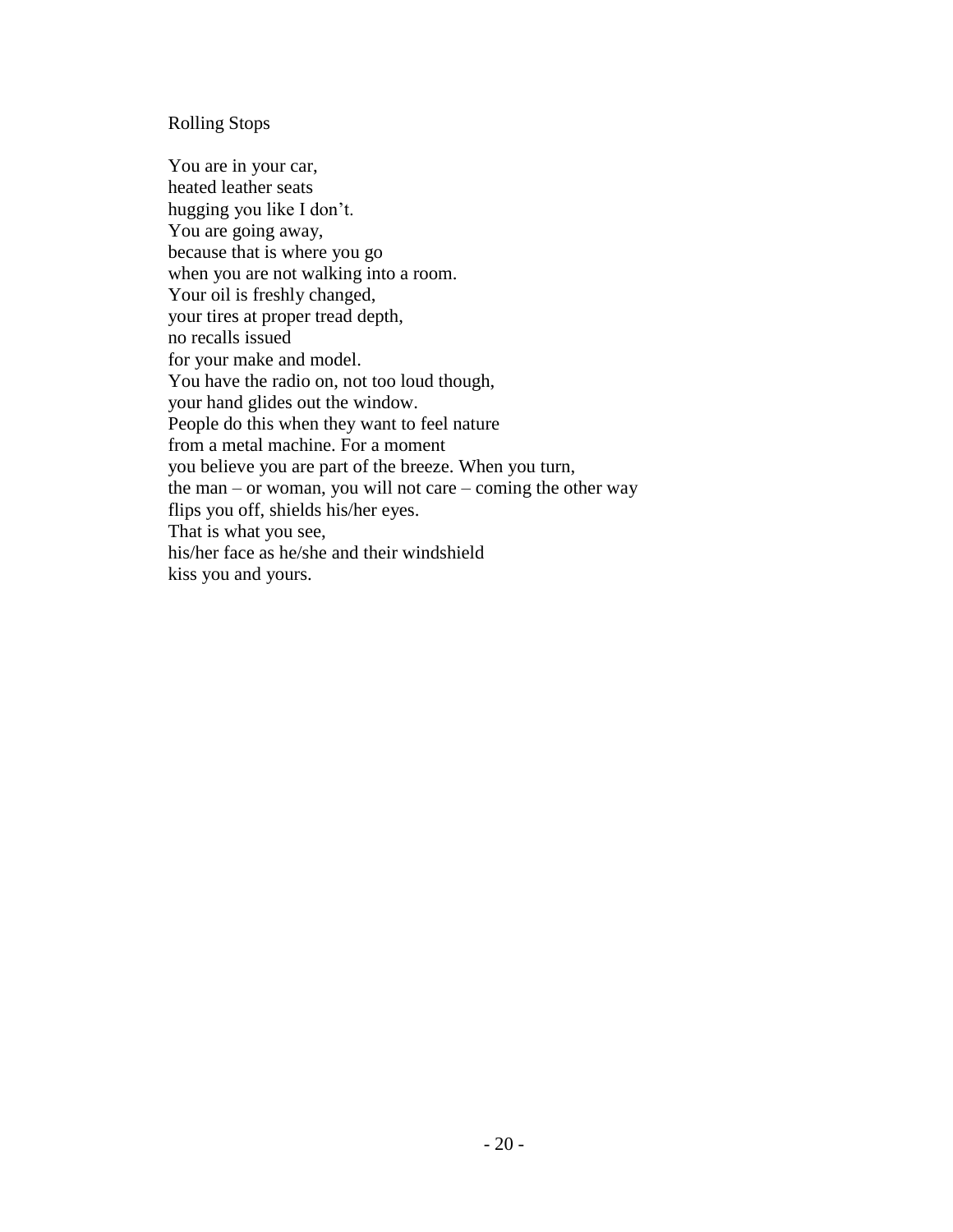# Rolling Stops

You are in your car,  
heated leather seats  
hugging you like I don't.  
You are going away,  
because that is where you go  
when you are not walking into a room.  
Your oil is freshly changed,  
your tires at proper tread depth,  
no recalls issued  
for your make and model.  
You have the radio on, not too loud though,  
your hand glides out the window.  
People do this when they want to feel nature  
from a metal machine. For a moment  
you believe you are part of the breeze. When you turn,  
the man – or woman, you will not care – coming the other way  
flips you off, shields his/her eyes.  
That is what you see,  
his/her face as he/she and their windshield  
kiss you and yours.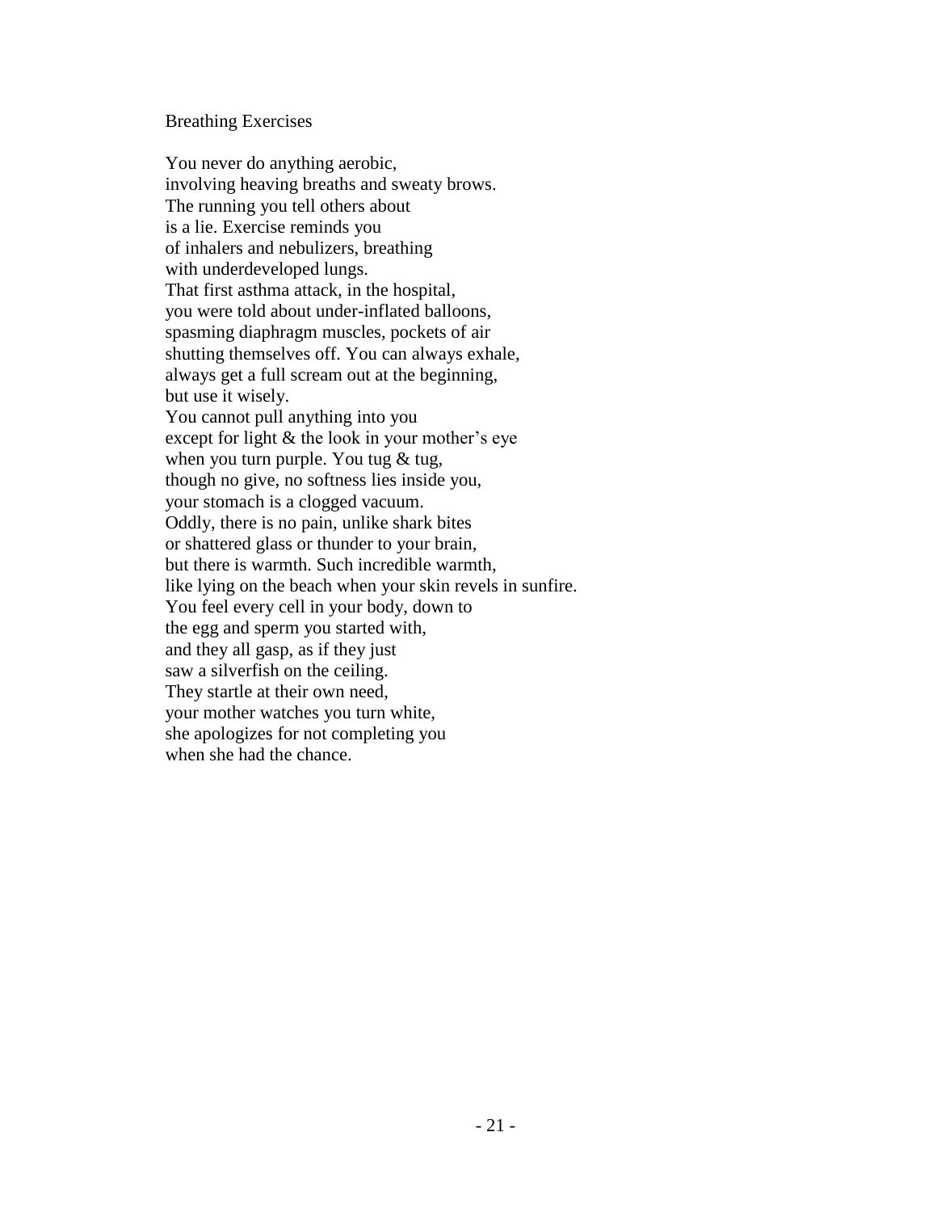## Breathing Exercises

You never do anything aerobic,
involving heaving breaths and sweaty brows.
The running you tell others about
is a lie. Exercise reminds you
of inhalers and nebulizers, breathing
with underdeveloped lungs.
That first asthma attack, in the hospital,
you were told about under-inflated balloons,
spasming diaphragm muscles, pockets of air
shutting themselves off. You can always exhale,
always get a full scream out at the beginning,
but use it wisely.
You cannot pull anything into you
except for light & the look in your mother's eye
when you turn purple. You tug & tug,
though no give, no softness lies inside you,
your stomach is a clogged vacuum.
Oddly, there is no pain, unlike shark bites
or shattered glass or thunder to your brain,
but there is warmth. Such incredible warmth,
like lying on the beach when your skin revels in sunfire.
You feel every cell in your body, down to
the egg and sperm you started with,
and they all gasp, as if they just
saw a silverfish on the ceiling.
They startle at their own need,
your mother watches you turn white,
she apologizes for not completing you
when she had the chance.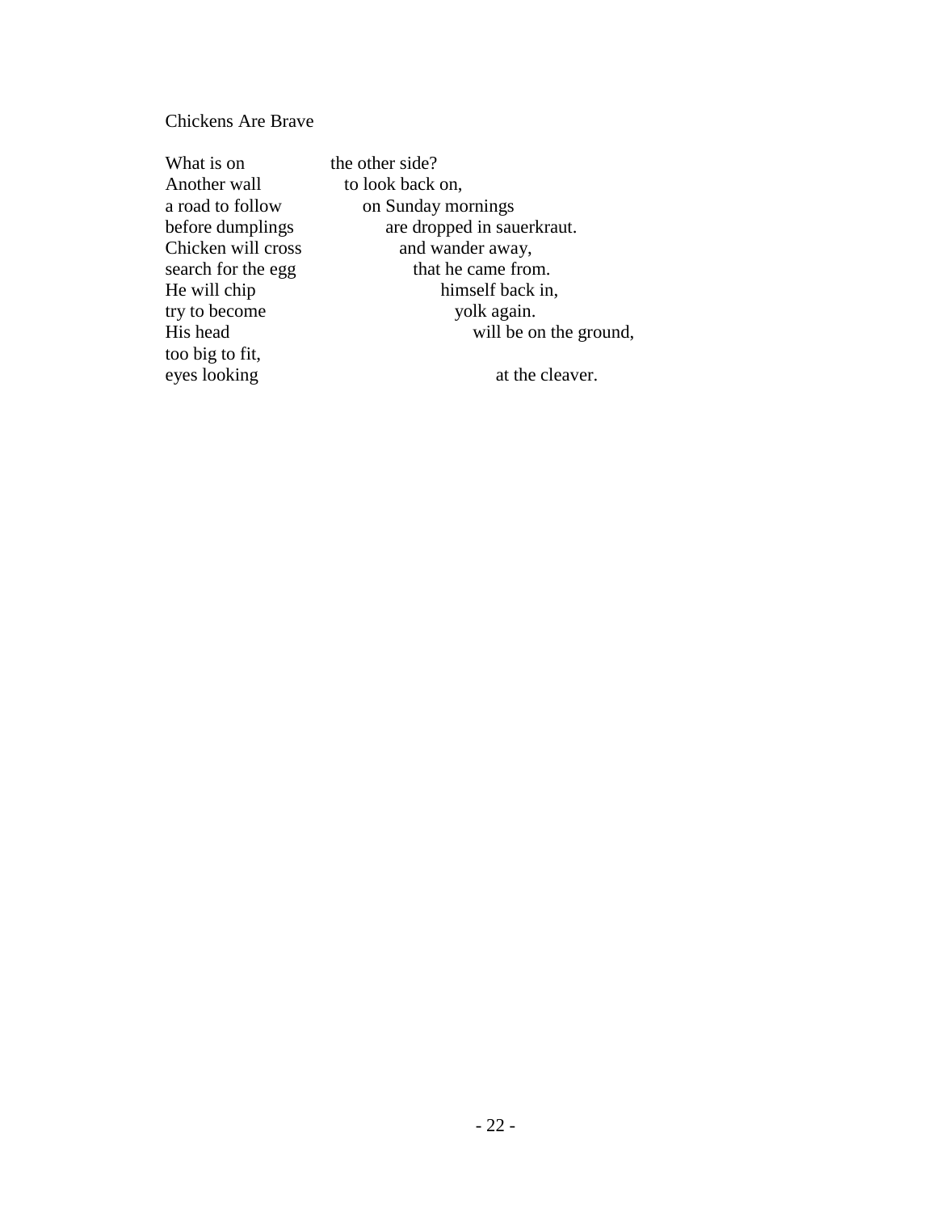Chickens Are Brave

What is on the other side?  
Another wall to look back on,  
a road to follow on Sunday mornings  
before dumplings are dropped in sauerkraut.  
Chicken will cross and wander away,  
search for the egg that he came from.  
He will chip himself back in,  
try to become yolk again.  
His head will be on the ground,  
too big to fit,  
eyes looking at the cleaver.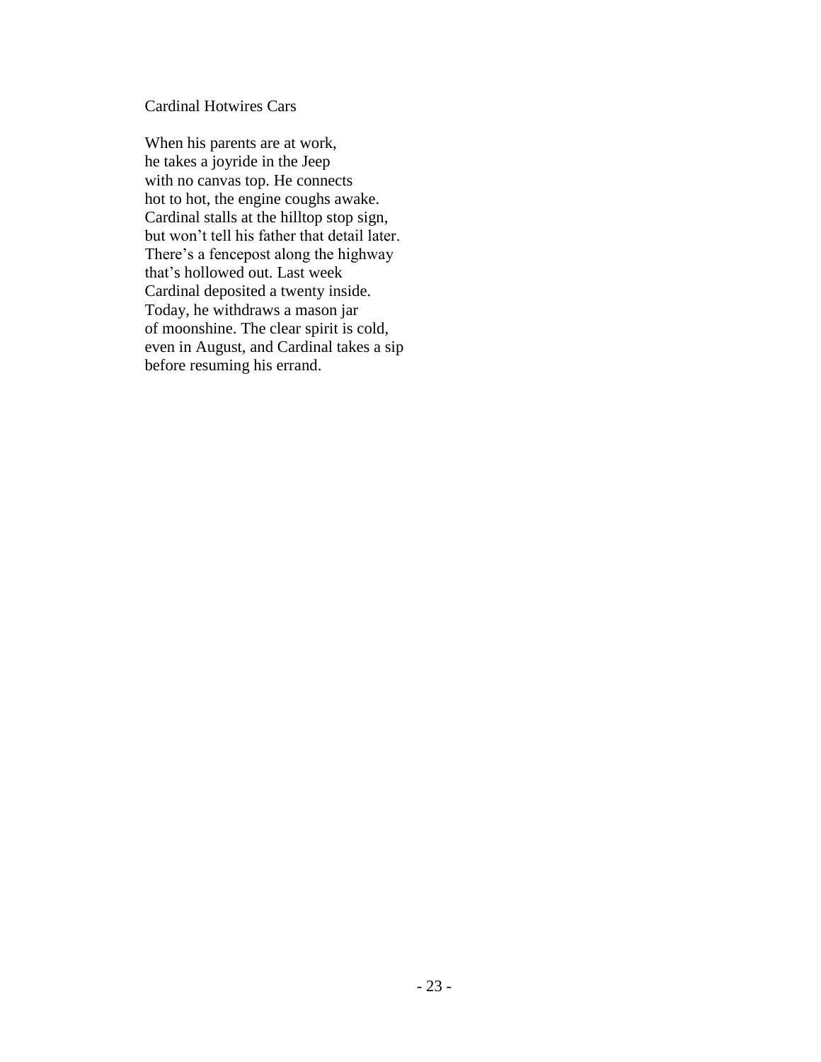## Cardinal Hotwires Cars

When his parents are at work,  
he takes a joyride in the Jeep  
with no canvas top. He connects  
hot to hot, the engine coughs awake.  
Cardinal stalls at the hilltop stop sign,  
but won't tell his father that detail later.  
There's a fencepost along the highway  
that's hollowed out. Last week  
Cardinal deposited a twenty inside.  
Today, he withdraws a mason jar  
of moonshine. The clear spirit is cold,  
even in August, and Cardinal takes a sip  
before resuming his errand.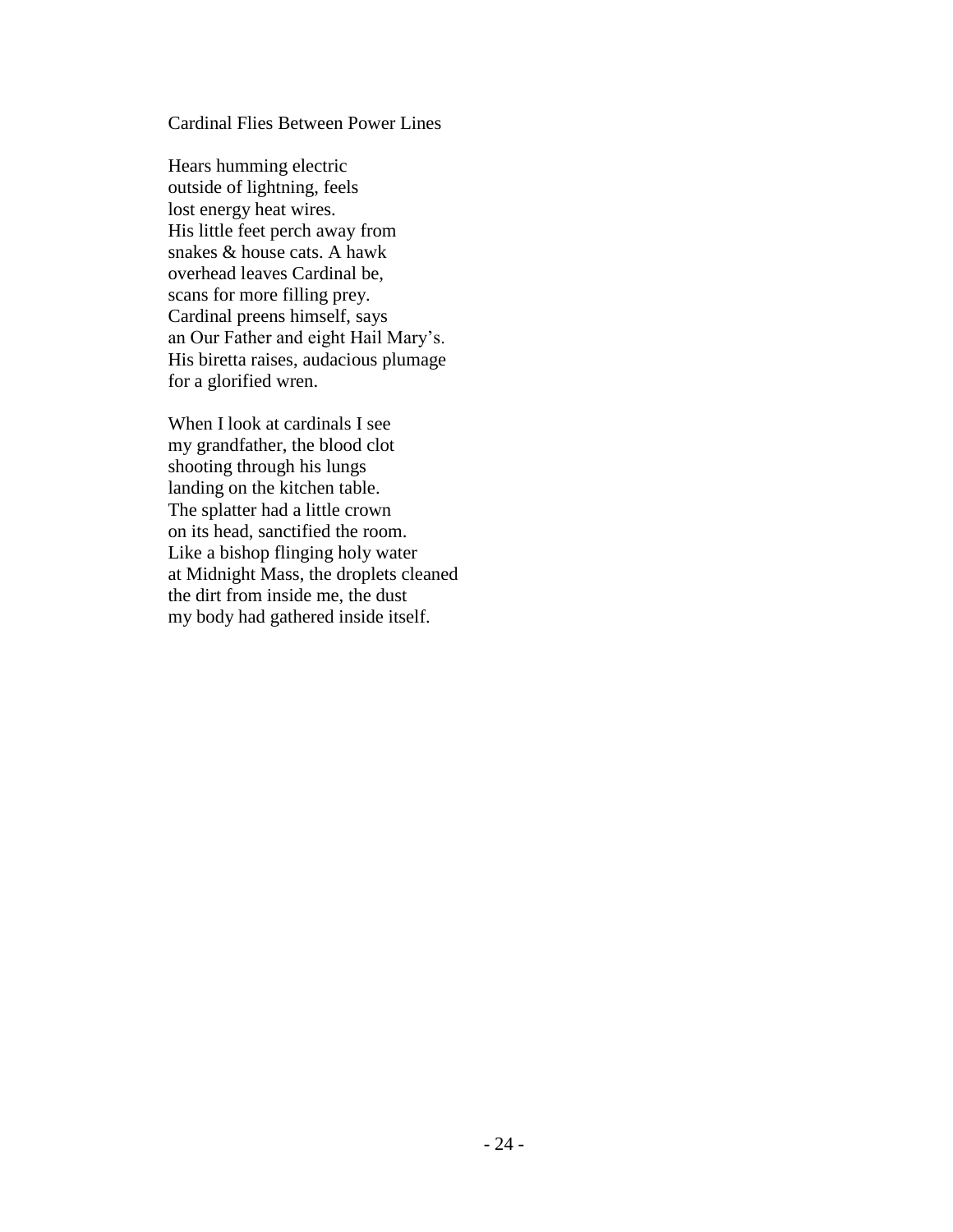## Cardinal Flies Between Power Lines

Hears humming electric  
outside of lightning, feels  
lost energy heat wires.  
His little feet perch away from  
snakes & house cats. A hawk  
overhead leaves Cardinal be,  
scans for more filling prey.  
Cardinal preens himself, says  
an Our Father and eight Hail Mary's.  
His biretta raises, audacious plumage  
for a glorified wren.

When I look at cardinals I see  
my grandfather, the blood clot  
shooting through his lungs  
landing on the kitchen table.  
The splatter had a little crown  
on its head, sanctified the room.  
Like a bishop flinging holy water  
at Midnight Mass, the droplets cleaned  
the dirt from inside me, the dust  
my body had gathered inside itself.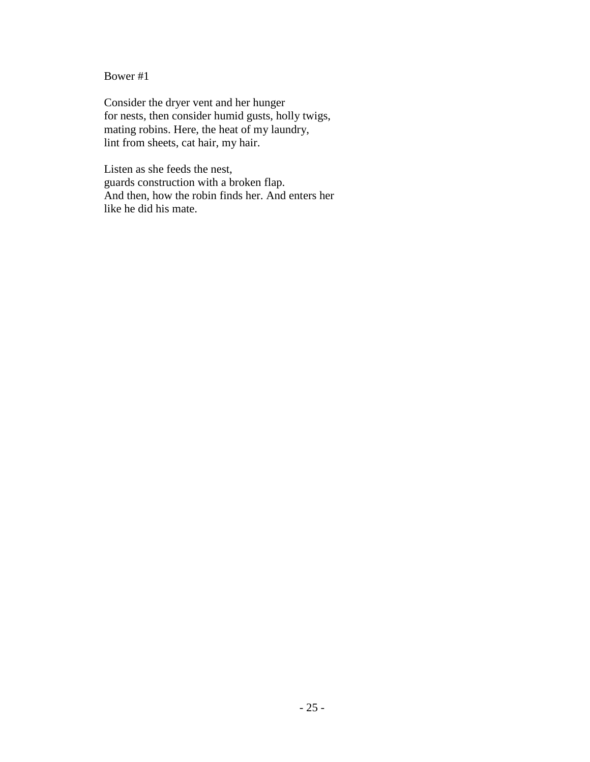## Bower #1

Consider the dryer vent and her hunger
for nests, then consider humid gusts, holly twigs,
mating robins. Here, the heat of my laundry,
lint from sheets, cat hair, my hair.

Listen as she feeds the nest,
guards construction with a broken flap.
And then, how the robin finds her. And enters her
like he did his mate.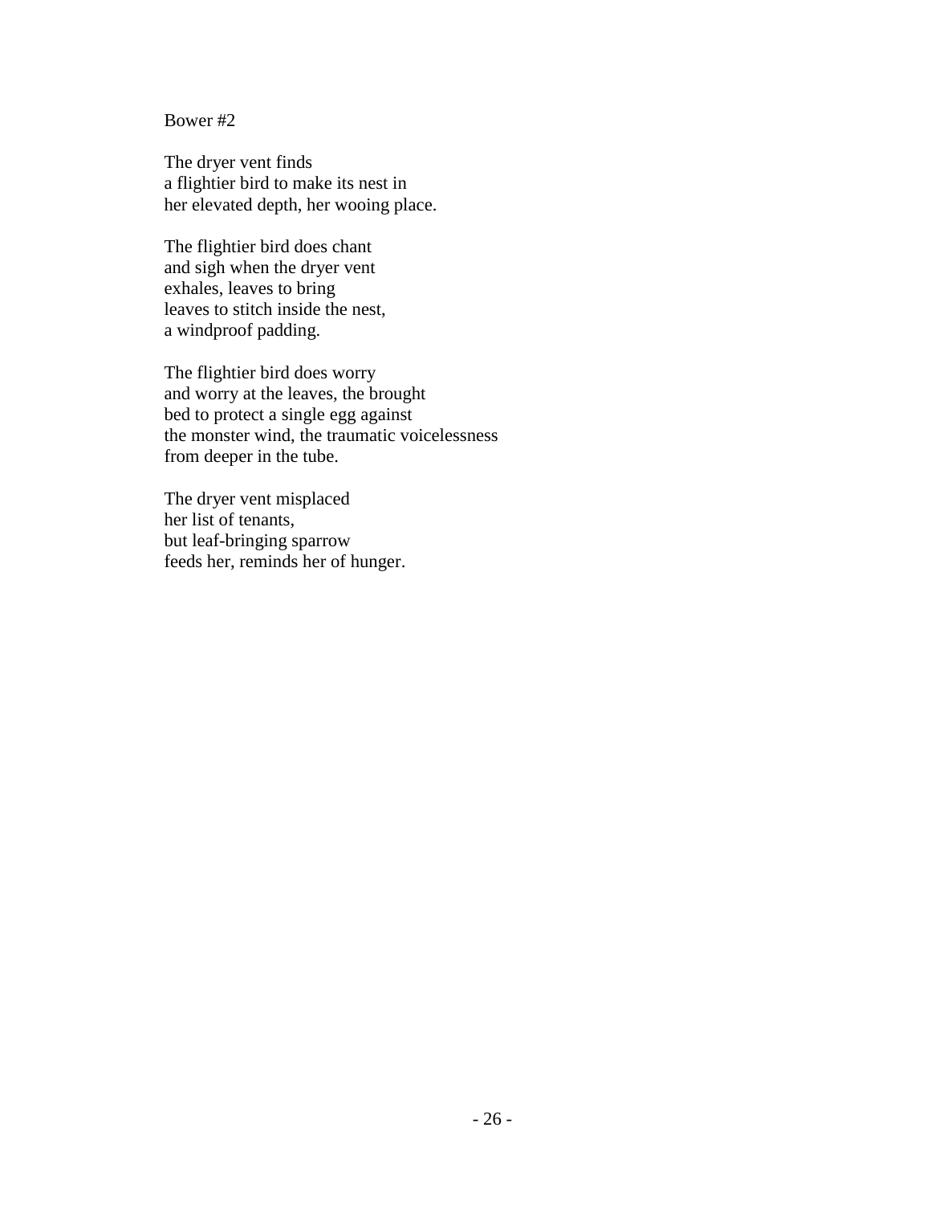Bower #2

The dryer vent finds  
a flightier bird to make its nest in  
her elevated depth, her wooing place.

The flightier bird does chant  
and sigh when the dryer vent  
exhales, leaves to bring  
leaves to stitch inside the nest,  
a windproof padding.

The flightier bird does worry  
and worry at the leaves, the brought  
bed to protect a single egg against  
the monster wind, the traumatic voicelessness  
from deeper in the tube.

The dryer vent misplaced  
her list of tenants,  
but leaf-bringing sparrow  
feeds her, reminds her of hunger.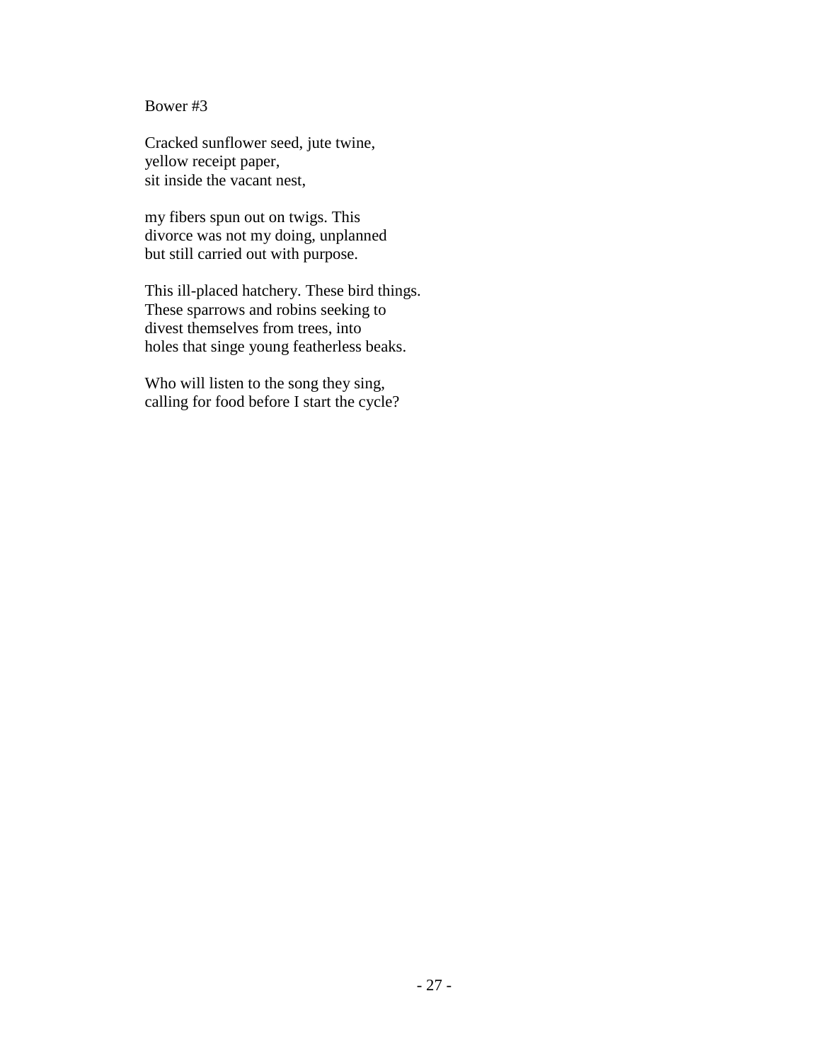Bower #3

Cracked sunflower seed, jute twine,  
yellow receipt paper,  
sit inside the vacant nest,

my fibers spun out on twigs. This  
divorce was not my doing, unplanned  
but still carried out with purpose.

This ill-placed hatchery. These bird things.  
These sparrows and robins seeking to  
divest themselves from trees, into  
holes that singe young featherless beaks.

Who will listen to the song they sing,  
calling for food before I start the cycle?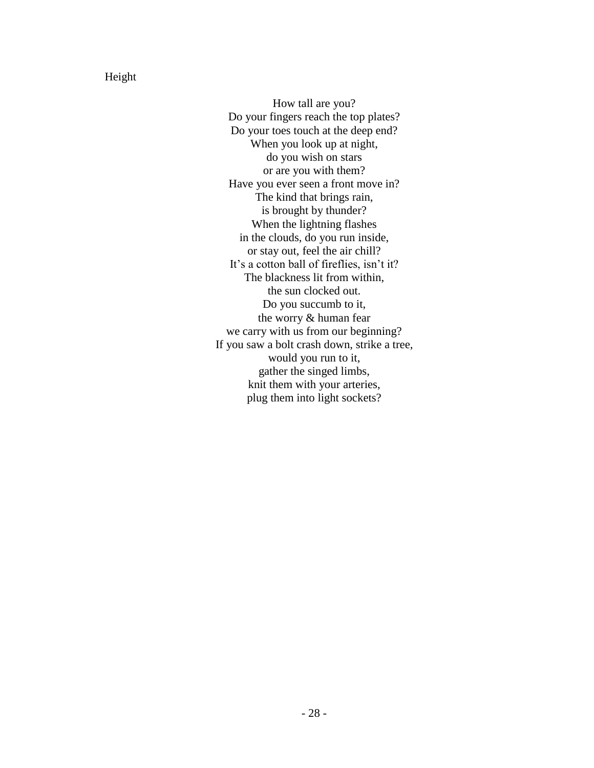# Height

How tall are you?
Do your fingers reach the top plates?
Do your toes touch at the deep end?
When you look up at night,
do you wish on stars
or are you with them?
Have you ever seen a front move in?
The kind that brings rain,
is brought by thunder?
When the lightning flashes
in the clouds, do you run inside,
or stay out, feel the air chill?
It's a cotton ball of fireflies, isn't it?
The blackness lit from within,
the sun clocked out.
Do you succumb to it,
the worry & human fear
we carry with us from our beginning?
If you saw a bolt crash down, strike a tree,
would you run to it,
gather the singed limbs,
knit them with your arteries,
plug them into light sockets?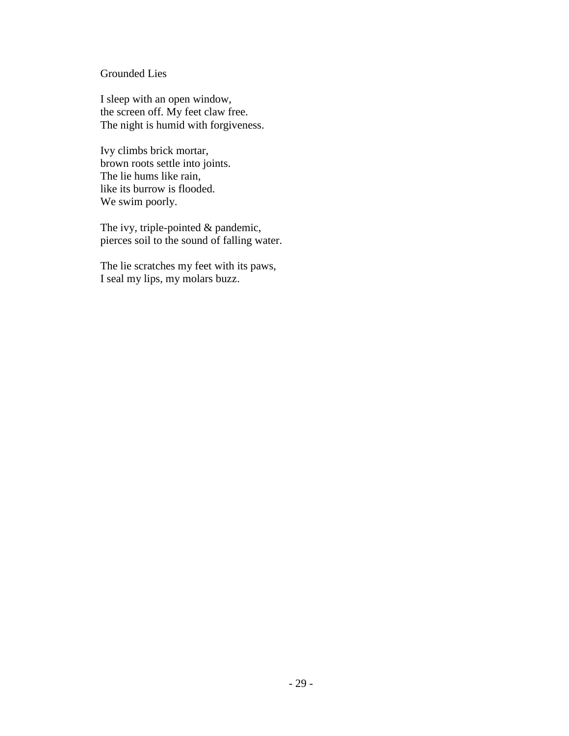## Grounded Lies

I sleep with an open window,  
the screen off. My feet claw free.  
The night is humid with forgiveness.

Ivy climbs brick mortar,  
brown roots settle into joints.  
The lie hums like rain,  
like its burrow is flooded.  
We swim poorly.

The ivy, triple-pointed & pandemic,  
pierces soil to the sound of falling water.

The lie scratches my feet with its paws,  
I seal my lips, my molars buzz.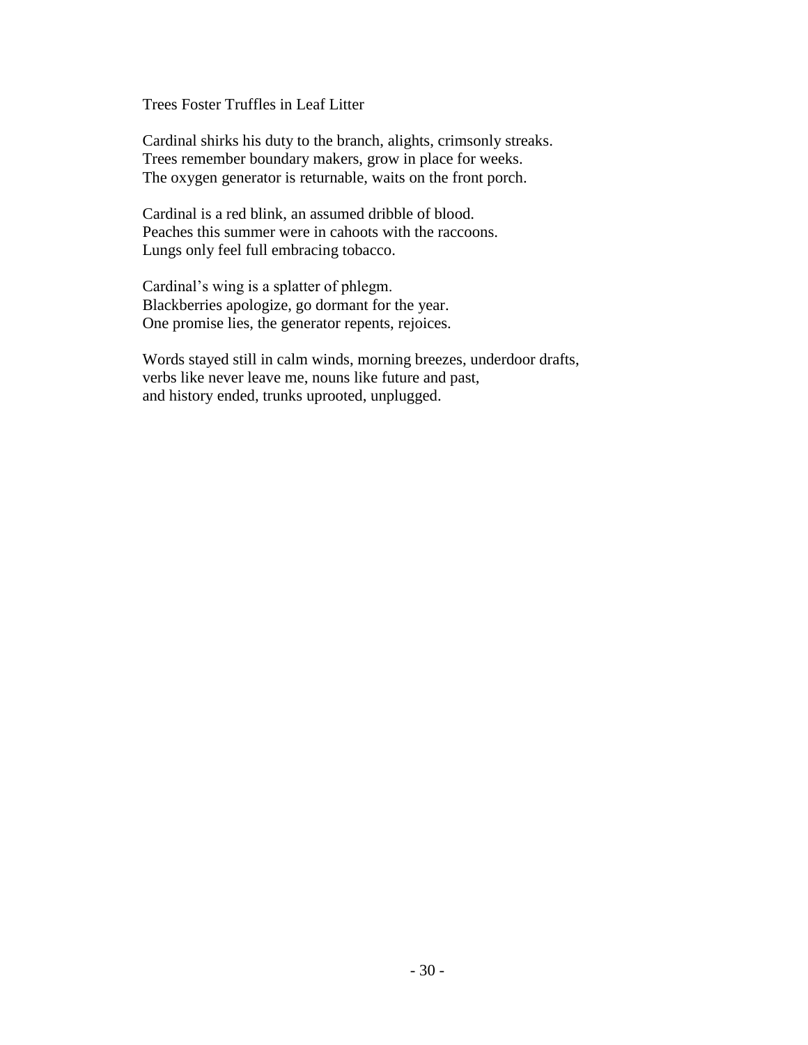# Trees Foster Truffles in Leaf Litter

Cardinal shirks his duty to the branch, alights, crimsonly streaks.
Trees remember boundary makers, grow in place for weeks.
The oxygen generator is returnable, waits on the front porch.

Cardinal is a red blink, an assumed dribble of blood.
Peaches this summer were in cahoots with the raccoons.
Lungs only feel full embracing tobacco.

Cardinal's wing is a splatter of phlegm.
Blackberries apologize, go dormant for the year.
One promise lies, the generator repents, rejoices.

Words stayed still in calm winds, morning breezes, underdoor drafts,
verbs like never leave me, nouns like future and past,
and history ended, trunks uprooted, unplugged.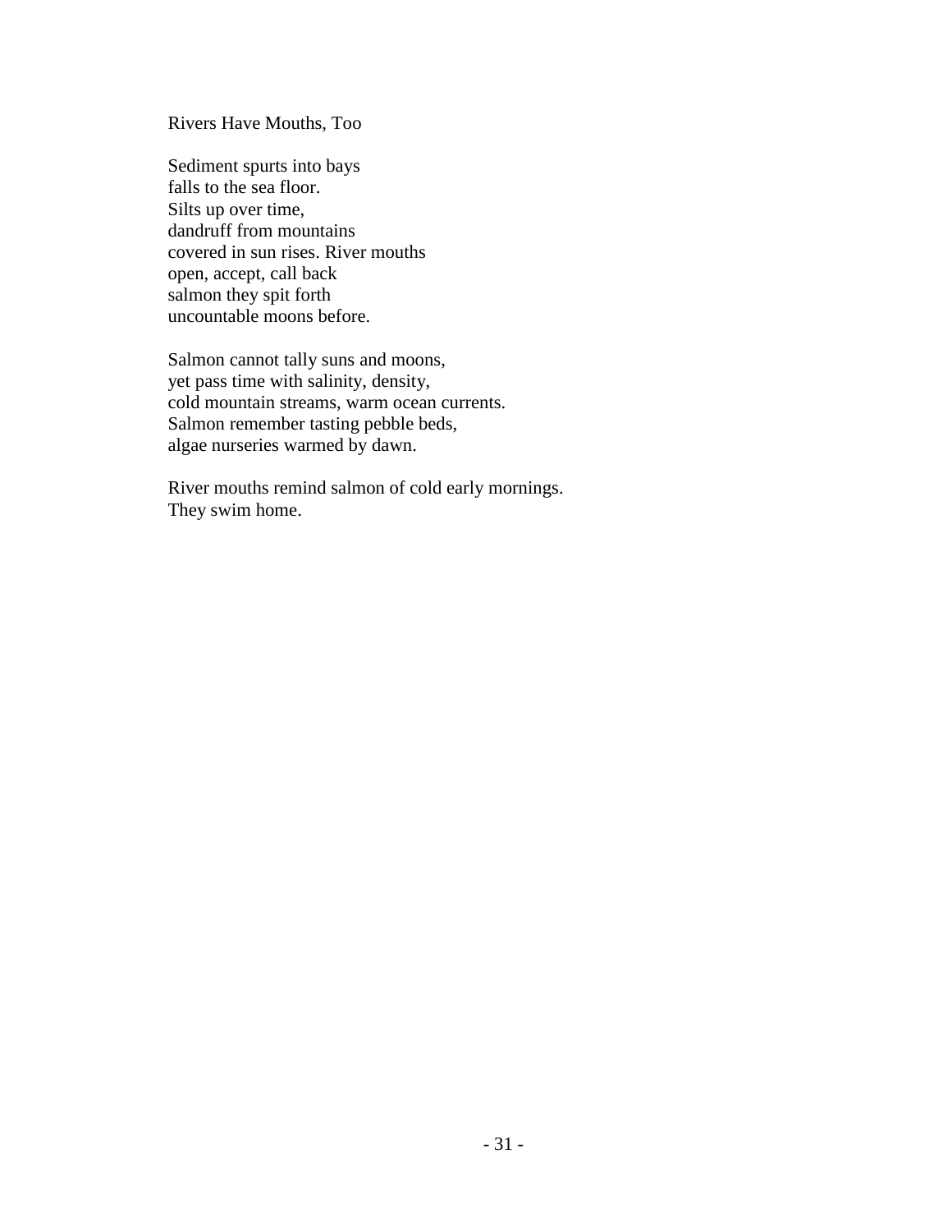# Rivers Have Mouths, Too

Sediment spurts into bays  
falls to the sea floor.  
Silts up over time,  
dandruff from mountains  
covered in sun rises. River mouths  
open, accept, call back  
salmon they spit forth  
uncountable moons before.

Salmon cannot tally suns and moons,  
yet pass time with salinity, density,  
cold mountain streams, warm ocean currents.  
Salmon remember tasting pebble beds,  
algae nurseries warmed by dawn.

River mouths remind salmon of cold early mornings.  
They swim home.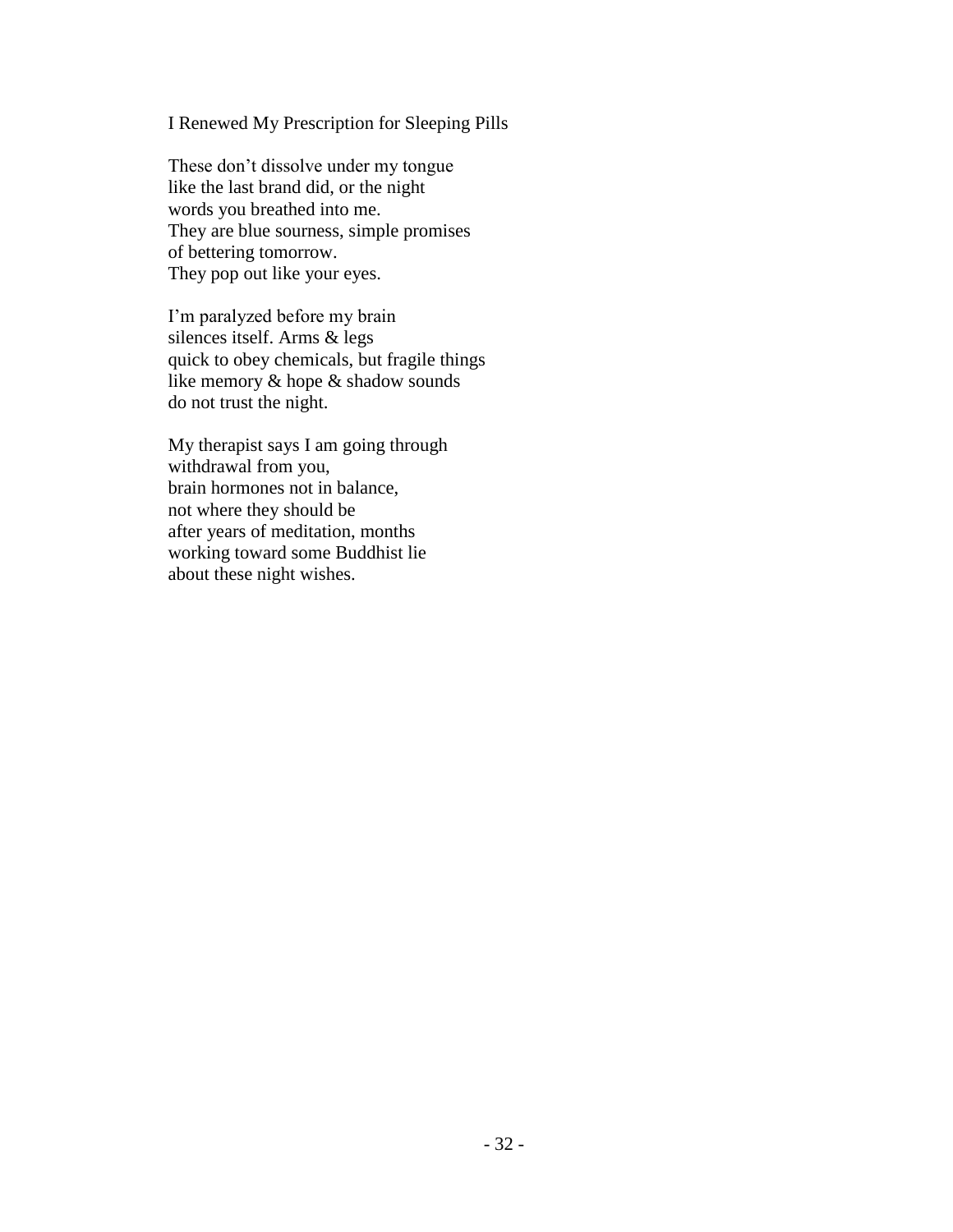## I Renewed My Prescription for Sleeping Pills

These don't dissolve under my tongue  
like the last brand did, or the night  
words you breathed into me.  
They are blue sourness, simple promises  
of bettering tomorrow.  
They pop out like your eyes.

I'm paralyzed before my brain  
silences itself. Arms & legs  
quick to obey chemicals, but fragile things  
like memory & hope & shadow sounds  
do not trust the night.

My therapist says I am going through  
withdrawal from you,  
brain hormones not in balance,  
not where they should be  
after years of meditation, months  
working toward some Buddhist lie  
about these night wishes.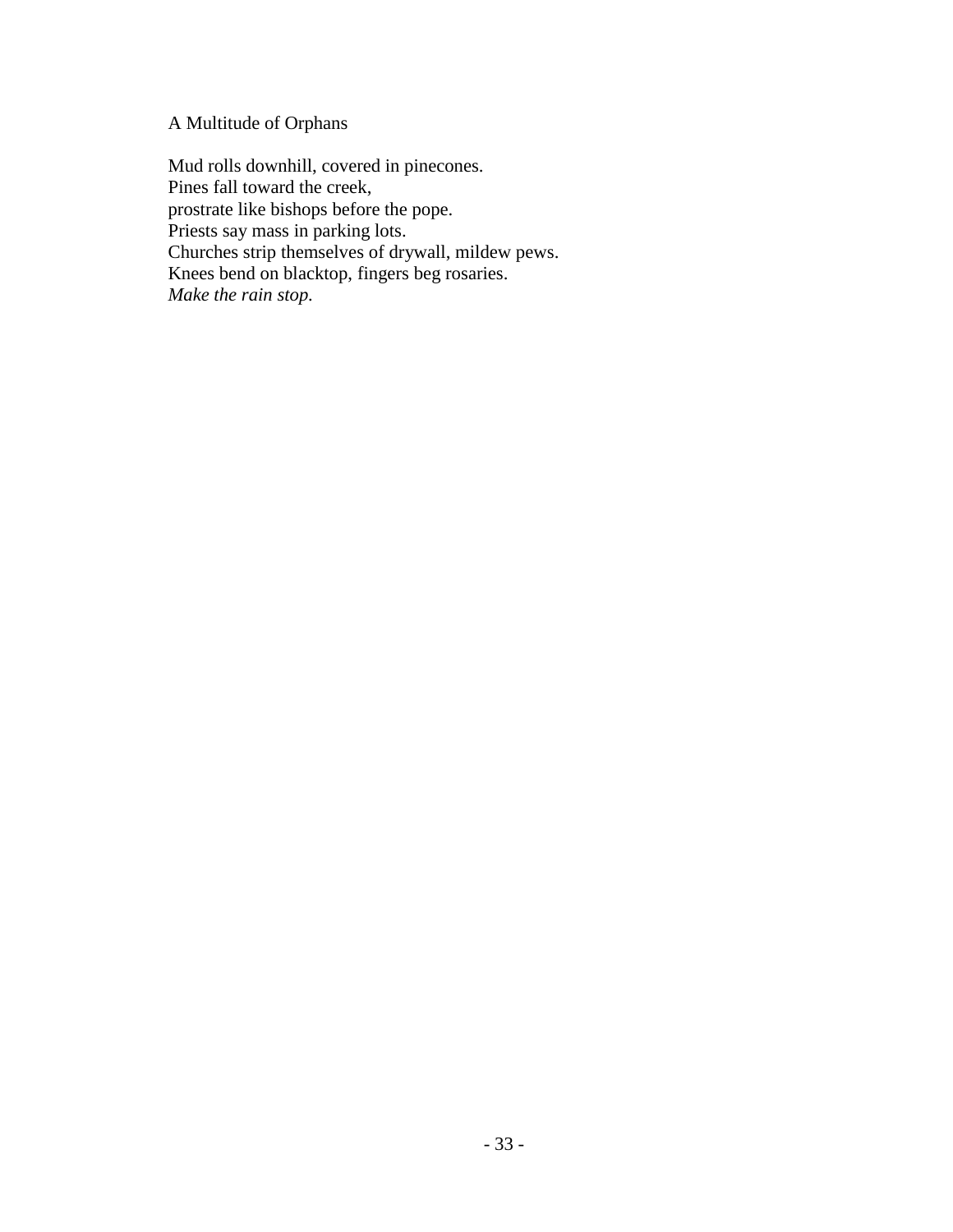## A Multitude of Orphans

Mud rolls downhill, covered in pinecones.  
Pines fall toward the creek,  
prostrate like bishops before the pope.  
Priests say mass in parking lots.  
Churches strip themselves of drywall, mildew pews.  
Knees bend on blacktop, fingers beg rosaries.  
*Make the rain stop.*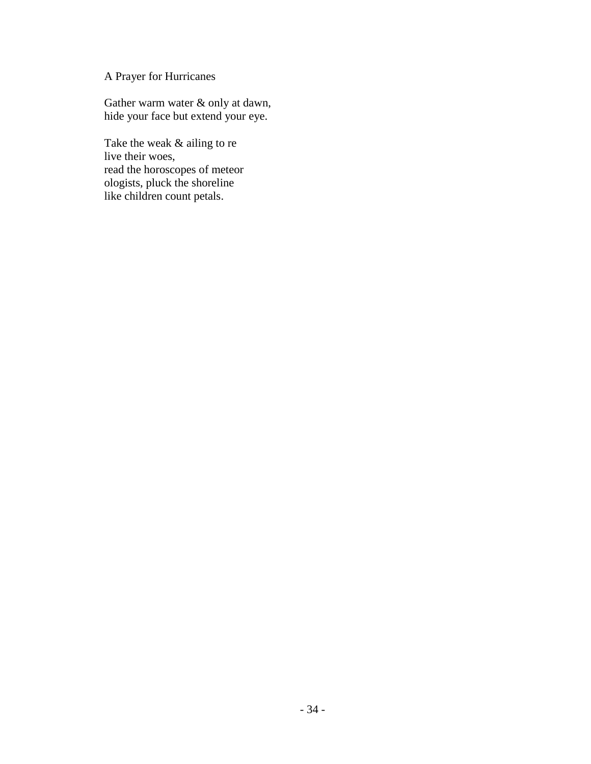## A Prayer for Hurricanes

Gather warm water & only at dawn,  
hide your face but extend your eye.

Take the weak & ailing to re  
live their woes,  
read the horoscopes of meteor  
ologists, pluck the shoreline  
like children count petals.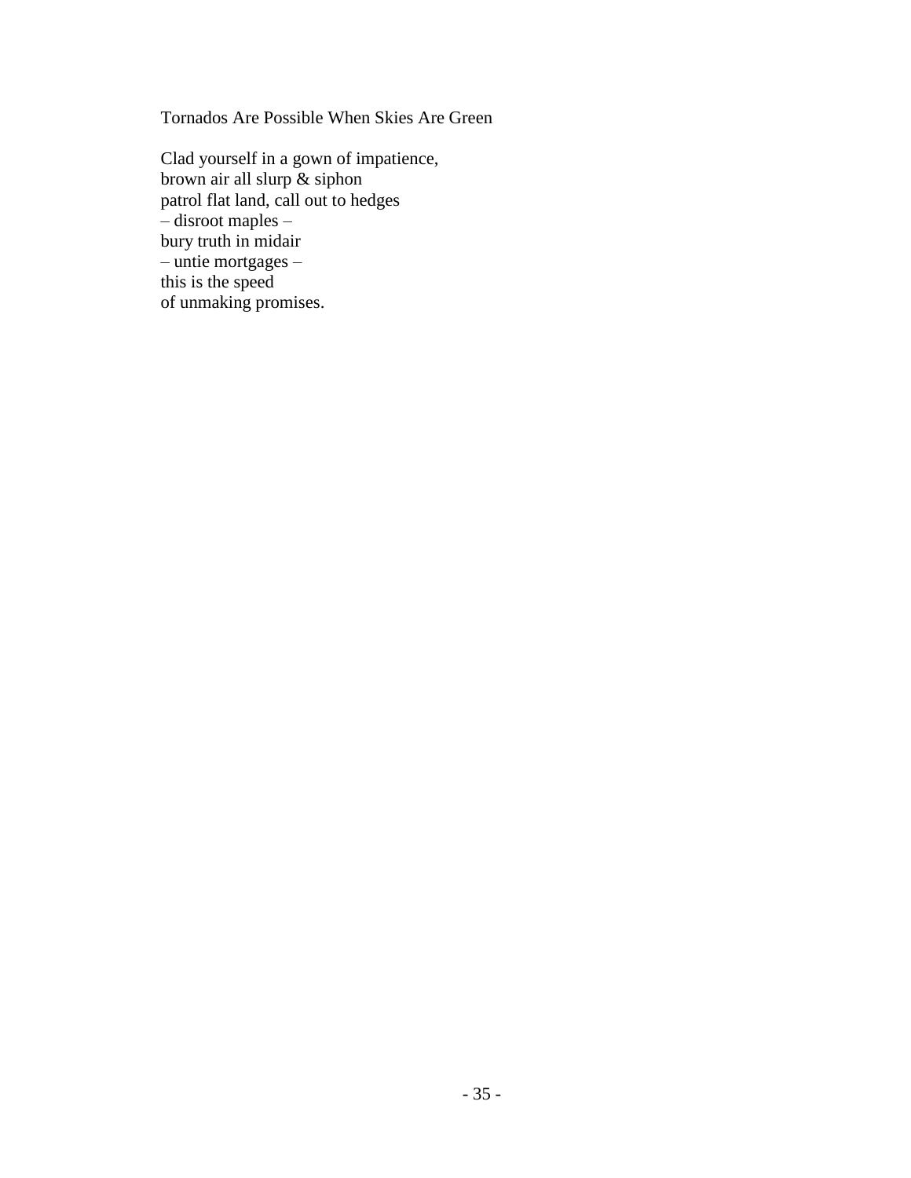## Tornados Are Possible When Skies Are Green

Clad yourself in a gown of impatience,  
brown air all slurp & siphon  
patrol flat land, call out to hedges  
– disroot maples –  
bury truth in midair  
– untie mortgages –  
this is the speed  
of unmaking promises.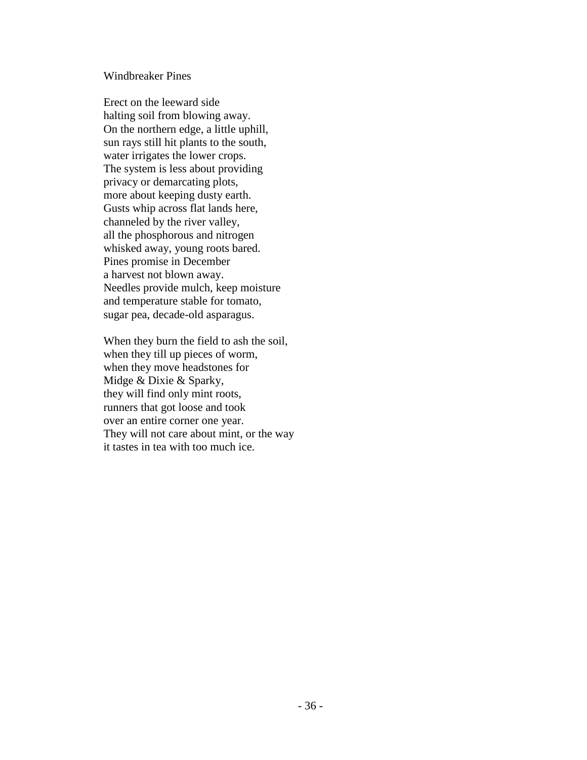## Windbreaker Pines

Erect on the leeward side  
halting soil from blowing away.  
On the northern edge, a little uphill,  
sun rays still hit plants to the south,  
water irrigates the lower crops.  
The system is less about providing  
privacy or demarcating plots,  
more about keeping dusty earth.  
Gusts whip across flat lands here,  
channeled by the river valley,  
all the phosphorous and nitrogen  
whisked away, young roots bared.  
Pines promise in December  
a harvest not blown away.  
Needles provide mulch, keep moisture  
and temperature stable for tomato,  
sugar pea, decade-old asparagus.

When they burn the field to ash the soil,  
when they till up pieces of worm,  
when they move headstones for  
Midge & Dixie & Sparky,  
they will find only mint roots,  
runners that got loose and took  
over an entire corner one year.  
They will not care about mint, or the way  
it tastes in tea with too much ice.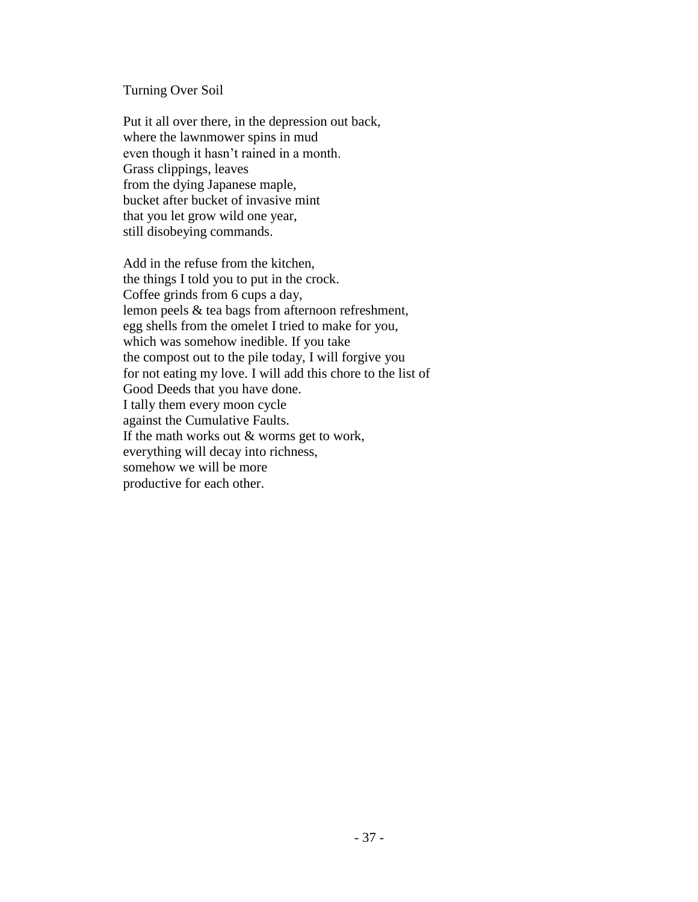# Turning Over Soil

Put it all over there, in the depression out back,  
where the lawnmower spins in mud  
even though it hasn't rained in a month.  
Grass clippings, leaves  
from the dying Japanese maple,  
bucket after bucket of invasive mint  
that you let grow wild one year,  
still disobeying commands.

Add in the refuse from the kitchen,  
the things I told you to put in the crock.  
Coffee grinds from 6 cups a day,  
lemon peels & tea bags from afternoon refreshment,  
egg shells from the omelet I tried to make for you,  
which was somehow inedible. If you take  
the compost out to the pile today, I will forgive you  
for not eating my love. I will add this chore to the list of  
Good Deeds that you have done.  
I tally them every moon cycle  
against the Cumulative Faults.  
If the math works out & worms get to work,  
everything will decay into richness,  
somehow we will be more  
productive for each other.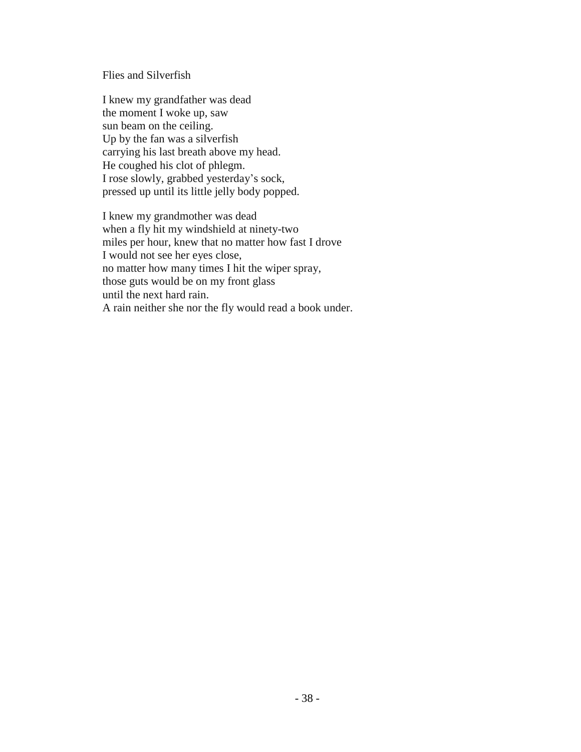# Flies and Silverfish

I knew my grandfather was dead  
the moment I woke up, saw  
sun beam on the ceiling.  
Up by the fan was a silverfish  
carrying his last breath above my head.  
He coughed his clot of phlegm.  
I rose slowly, grabbed yesterday's sock,  
pressed up until its little jelly body popped.

I knew my grandmother was dead  
when a fly hit my windshield at ninety-two  
miles per hour, knew that no matter how fast I drove  
I would not see her eyes close,  
no matter how many times I hit the wiper spray,  
those guts would be on my front glass  
until the next hard rain.  
A rain neither she nor the fly would read a book under.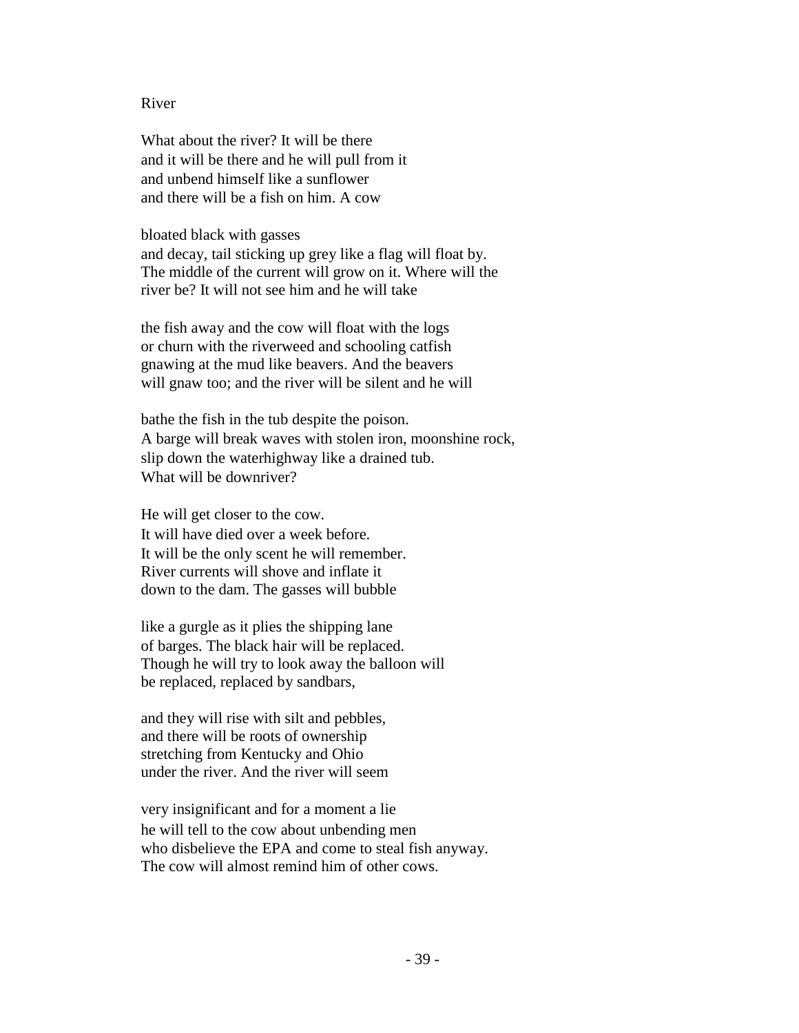# River

What about the river? It will be there  
and it will be there and he will pull from it  
and unbend himself like a sunflower  
and there will be a fish on him. A cow

bloated black with gasses  
and decay, tail sticking up grey like a flag will float by.  
The middle of the current will grow on it. Where will the  
river be? It will not see him and he will take

the fish away and the cow will float with the logs  
or churn with the riverweed and schooling catfish  
gnawing at the mud like beavers. And the beavers  
will gnaw too; and the river will be silent and he will

bathe the fish in the tub despite the poison.  
A barge will break waves with stolen iron, moonshine rock,  
slip down the waterhighway like a drained tub.  
What will be downriver?

He will get closer to the cow.  
It will have died over a week before.  
It will be the only scent he will remember.  
River currents will shove and inflate it  
down to the dam. The gasses will bubble

like a gurgle as it plies the shipping lane  
of barges. The black hair will be replaced.  
Though he will try to look away the balloon will  
be replaced, replaced by sandbars,

and they will rise with silt and pebbles,  
and there will be roots of ownership  
stretching from Kentucky and Ohio  
under the river. And the river will seem

very insignificant and for a moment a lie  
he will tell to the cow about unbending men  
who disbelieve the EPA and come to steal fish anyway.  
The cow will almost remind him of other cows.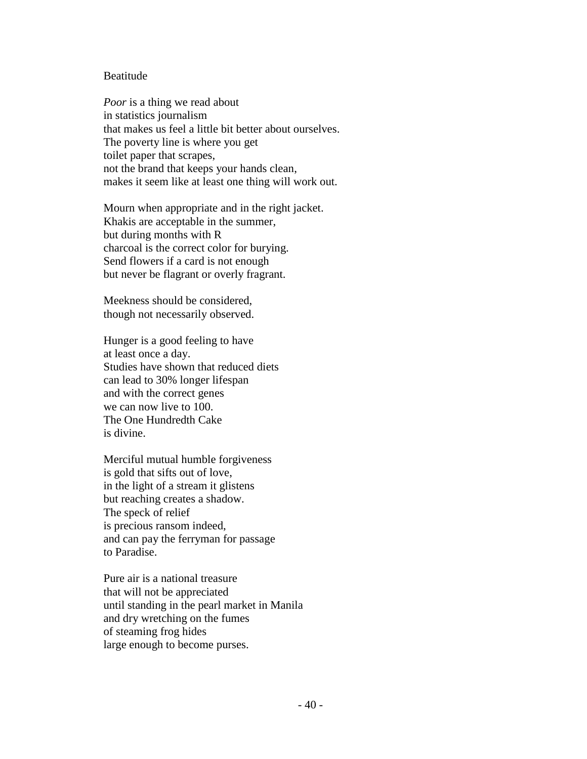Beatitude

*Poor* is a thing we read about
in statistics journalism
that makes us feel a little bit better about ourselves.
The poverty line is where you get
toilet paper that scrapes,
not the brand that keeps your hands clean,
makes it seem like at least one thing will work out.

Mourn when appropriate and in the right jacket.
Khakis are acceptable in the summer,
but during months with R
charcoal is the correct color for burying.
Send flowers if a card is not enough
but never be flagrant or overly fragrant.

Meekness should be considered,
though not necessarily observed.

Hunger is a good feeling to have
at least once a day.
Studies have shown that reduced diets
can lead to 30% longer lifespan
and with the correct genes
we can now live to 100.
The One Hundredth Cake
is divine.

Merciful mutual humble forgiveness
is gold that sifts out of love,
in the light of a stream it glistens
but reaching creates a shadow.
The speck of relief
is precious ransom indeed,
and can pay the ferryman for passage
to Paradise.

Pure air is a national treasure
that will not be appreciated
until standing in the pearl market in Manila
and dry wretching on the fumes
of steaming frog hides
large enough to become purses.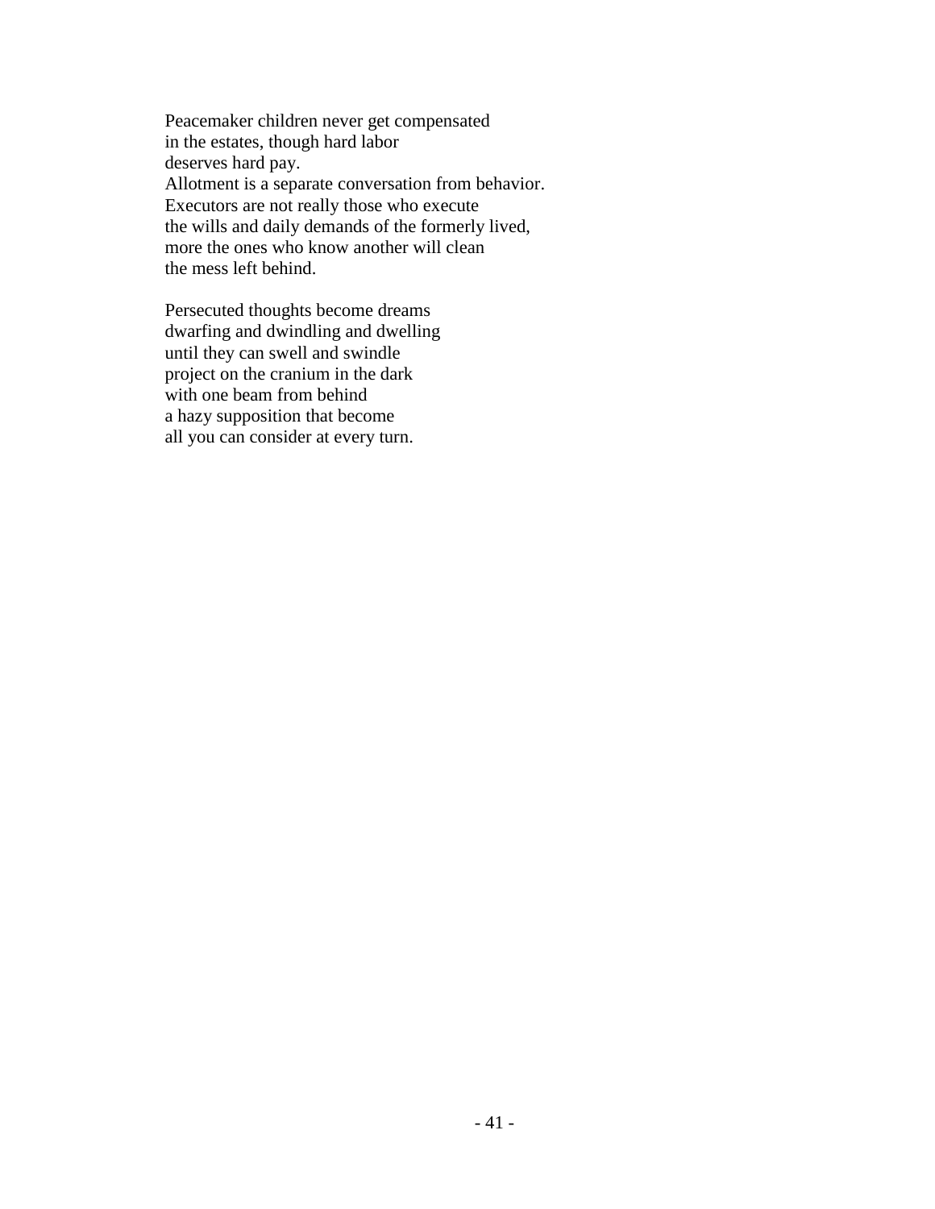Peacemaker children never get compensated  
in the estates, though hard labor  
deserves hard pay.  
Allotment is a separate conversation from behavior.  
Executors are not really those who execute  
the wills and daily demands of the formerly lived,  
more the ones who know another will clean  
the mess left behind.

Persecuted thoughts become dreams  
dwarfing and dwindling and dwelling  
until they can swell and swindle  
project on the cranium in the dark  
with one beam from behind  
a hazy supposition that become  
all you can consider at every turn.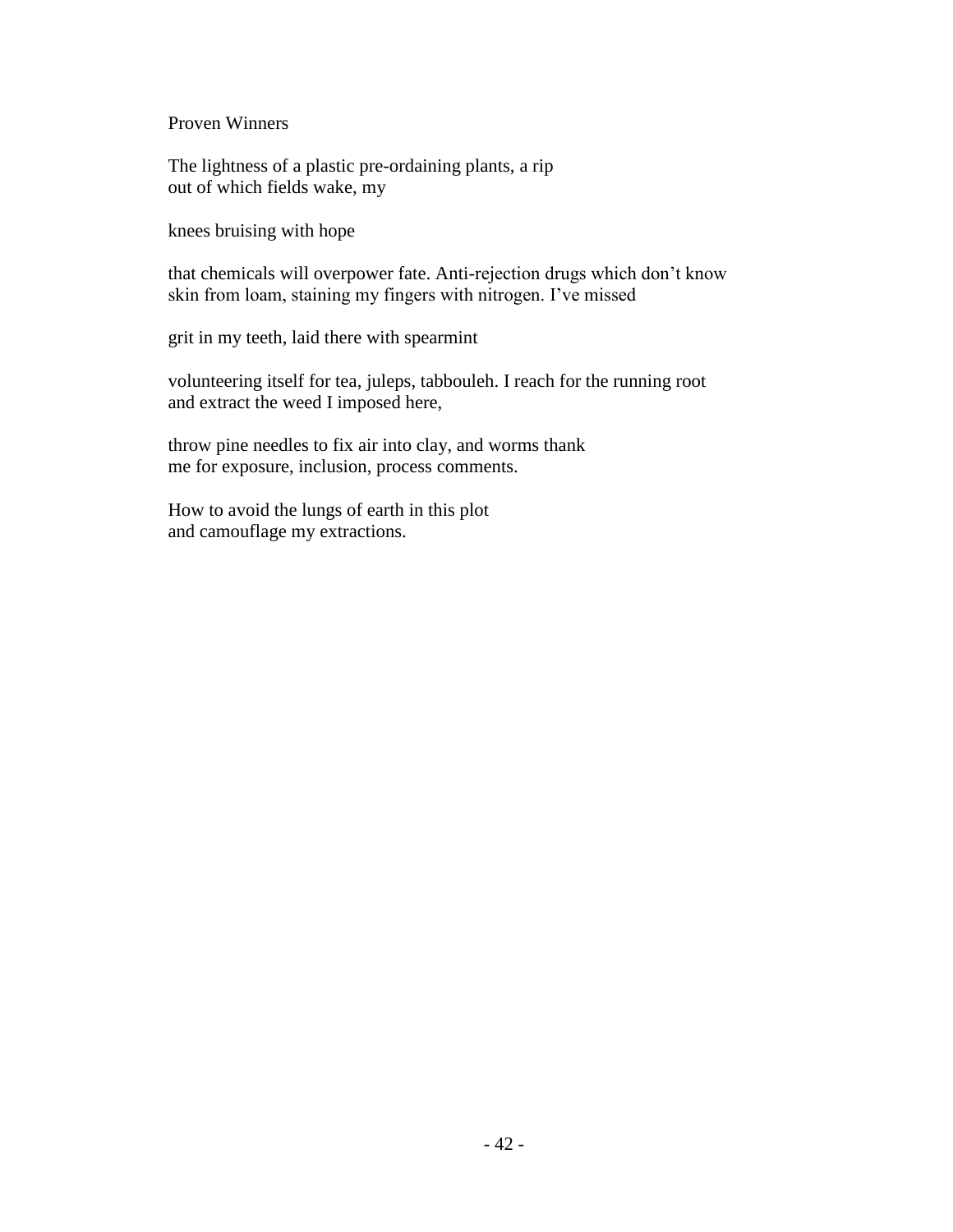## Proven Winners

The lightness of a plastic pre-ordaining plants, a rip  
out of which fields wake, my

knees bruising with hope

that chemicals will overpower fate. Anti-rejection drugs which don't know  
skin from loam, staining my fingers with nitrogen. I've missed

grit in my teeth, laid there with spearmint

volunteering itself for tea, juleps, tabbouleh. I reach for the running root  
and extract the weed I imposed here,

throw pine needles to fix air into clay, and worms thank  
me for exposure, inclusion, process comments.

How to avoid the lungs of earth in this plot  
and camouflage my extractions.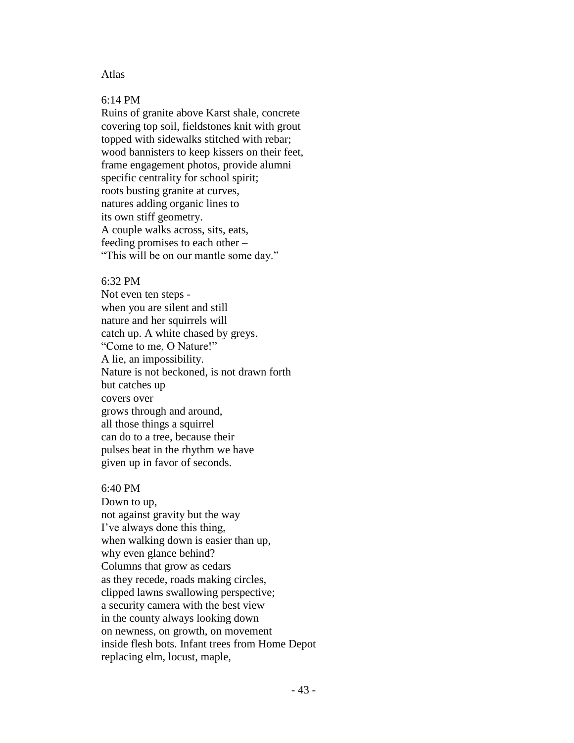Atlas

6:14 PM
Ruins of granite above Karst shale, concrete
covering top soil, fieldstones knit with grout
topped with sidewalks stitched with rebar;
wood bannisters to keep kissers on their feet,
frame engagement photos, provide alumni
specific centrality for school spirit;
roots busting granite at curves,
natures adding organic lines to
its own stiff geometry.
A couple walks across, sits, eats,
feeding promises to each other –
"This will be on our mantle some day."

6:32 PM
Not even ten steps -
when you are silent and still
nature and her squirrels will
catch up. A white chased by greys.
"Come to me, O Nature!"
A lie, an impossibility.
Nature is not beckoned, is not drawn forth
but catches up
covers over
grows through and around,
all those things a squirrel
can do to a tree, because their
pulses beat in the rhythm we have
given up in favor of seconds.

6:40 PM
Down to up,
not against gravity but the way
I've always done this thing,
when walking down is easier than up,
why even glance behind?
Columns that grow as cedars
as they recede, roads making circles,
clipped lawns swallowing perspective;
a security camera with the best view
in the county always looking down
on newness, on growth, on movement
inside flesh bots. Infant trees from Home Depot
replacing elm, locust, maple,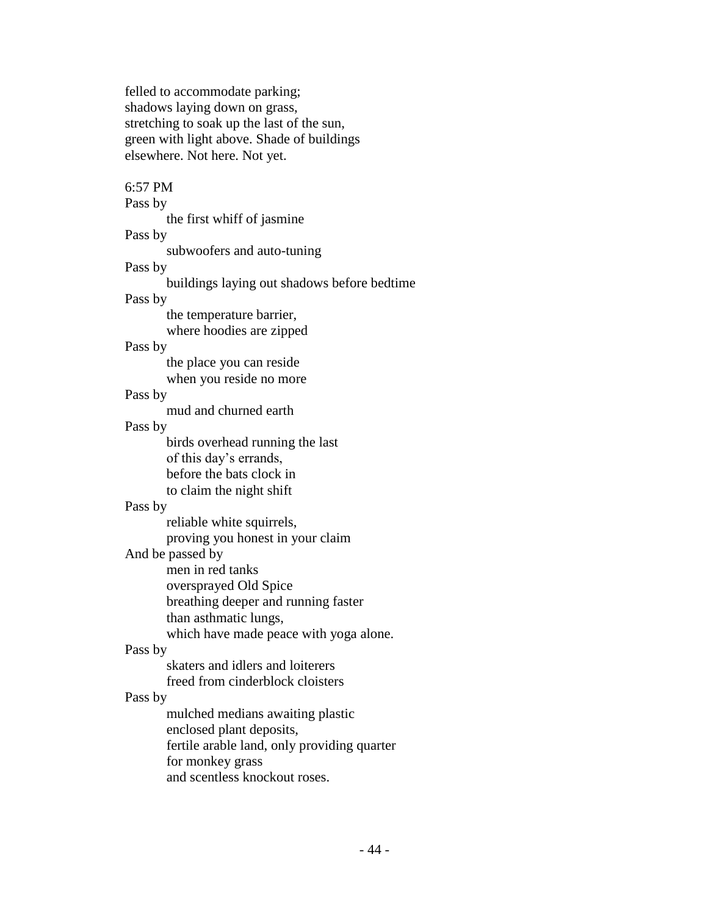felled to accommodate parking;
shadows laying down on grass,
stretching to soak up the last of the sun,
green with light above. Shade of buildings
elsewhere. Not here. Not yet.

6:57 PM
Pass by
        the first whiff of jasmine
Pass by
        subwoofers and auto-tuning
Pass by
        buildings laying out shadows before bedtime
Pass by
        the temperature barrier,
        where hoodies are zipped
Pass by
        the place you can reside
        when you reside no more
Pass by
        mud and churned earth
Pass by
        birds overhead running the last
        of this day's errands,
        before the bats clock in
        to claim the night shift
Pass by
        reliable white squirrels,
        proving you honest in your claim
And be passed by
        men in red tanks
        oversprayed Old Spice
        breathing deeper and running faster
        than asthmatic lungs,
        which have made peace with yoga alone.
Pass by
        skaters and idlers and loiterers
        freed from cinderblock cloisters
Pass by
        mulched medians awaiting plastic
        enclosed plant deposits,
        fertile arable land, only providing quarter
        for monkey grass
        and scentless knockout roses.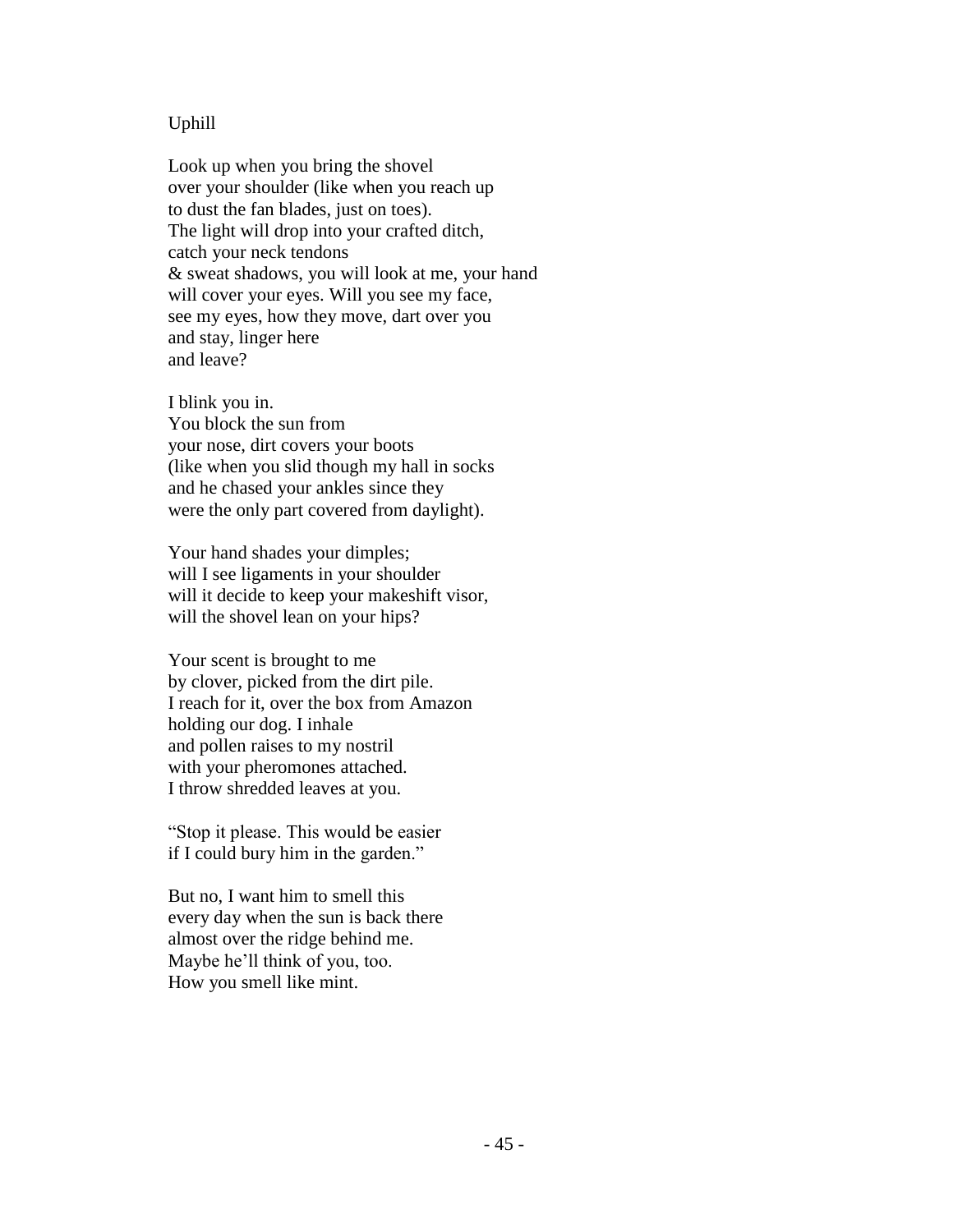Uphill

Look up when you bring the shovel
over your shoulder (like when you reach up
to dust the fan blades, just on toes).
The light will drop into your crafted ditch,
catch your neck tendons
& sweat shadows, you will look at me, your hand
will cover your eyes. Will you see my face,
see my eyes, how they move, dart over you
and stay, linger here
and leave?

I blink you in.
You block the sun from
your nose, dirt covers your boots
(like when you slid though my hall in socks
and he chased your ankles since they
were the only part covered from daylight).

Your hand shades your dimples;
will I see ligaments in your shoulder
will it decide to keep your makeshift visor,
will the shovel lean on your hips?

Your scent is brought to me
by clover, picked from the dirt pile.
I reach for it, over the box from Amazon
holding our dog. I inhale
and pollen raises to my nostril
with your pheromones attached.
I throw shredded leaves at you.

"Stop it please. This would be easier
if I could bury him in the garden."

But no, I want him to smell this
every day when the sun is back there
almost over the ridge behind me.
Maybe he'll think of you, too.
How you smell like mint.